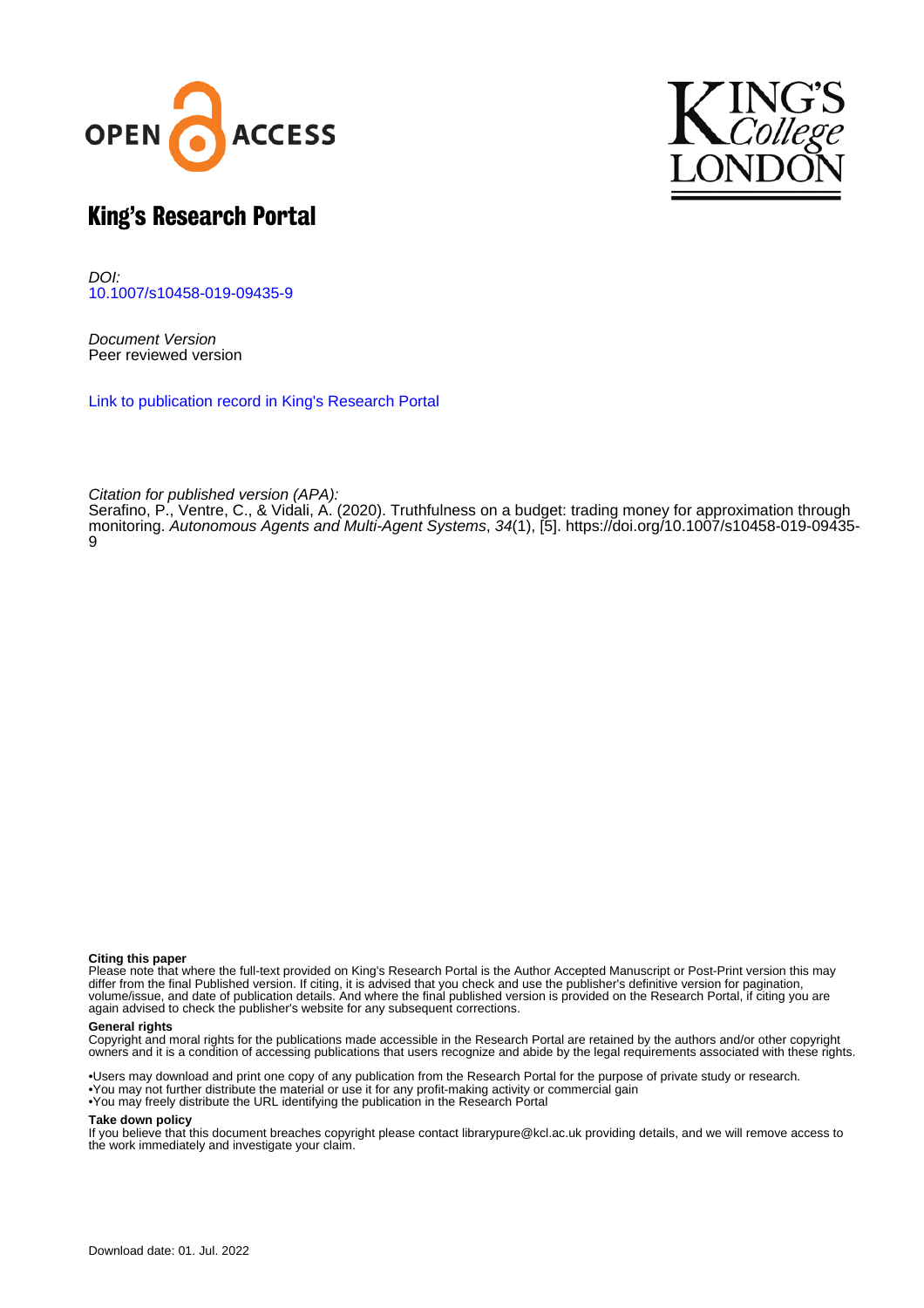# King's Research Portal

*DOI:*
10.1007/s10458-019-09435-9

*Document Version*
Peer reviewed version

Link to publication record in King's Research Portal

*Citation for published version (APA):*
Serafino, P., Ventre, C., & Vidali, A. (2020). Truthfulness on a budget: trading money for approximation through monitoring. *Autonomous Agents and Multi-Agent Systems*, *34*(1), [5]. https://doi.org/10.1007/s10458-019-09435-9

**Citing this paper**
Please note that where the full-text provided on King's Research Portal is the Author Accepted Manuscript or Post-Print version this may differ from the final Published version. If citing, it is advised that you check and use the publisher's definitive version for pagination, volume/issue, and date of publication details. And where the final published version is provided on the Research Portal, if citing you are again advised to check the publisher's website for any subsequent corrections.

**General rights**
Copyright and moral rights for the publications made accessible in the Research Portal are retained by the authors and/or other copyright owners and it is a condition of accessing publications that users recognize and abide by the legal requirements associated with these rights.

- •Users may download and print one copy of any publication from the Research Portal for the purpose of private study or research.
- •You may not further distribute the material or use it for any profit-making activity or commercial gain
- •You may freely distribute the URL identifying the publication in the Research Portal

**Take down policy**
If you believe that this document breaches copyright please contact librarypure@kcl.ac.uk providing details, and we will remove access to the work immediately and investigate your claim.

Download date: 01. Jul. 2022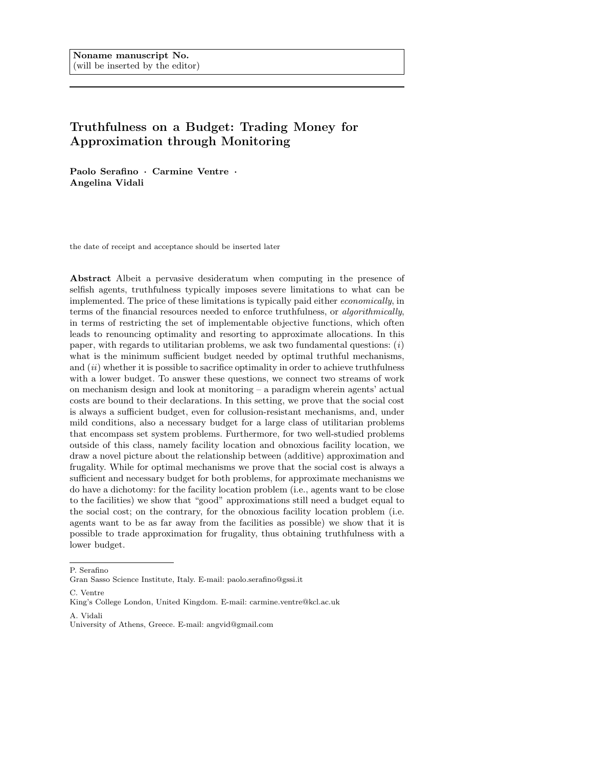Noname manuscript No.
(will be inserted by the editor)

# Truthfulness on a Budget: Trading Money for Approximation through Monitoring

**Paolo Serafino · Carmine Ventre · Angelina Vidali**

the date of receipt and acceptance should be inserted later

**Abstract** Albeit a pervasive desideratum when computing in the presence of selfish agents, truthfulness typically imposes severe limitations to what can be implemented. The price of these limitations is typically paid either *economically*, in terms of the financial resources needed to enforce truthfulness, or *algorithmically*, in terms of restricting the set of implementable objective functions, which often leads to renouncing optimality and resorting to approximate allocations. In this paper, with regards to utilitarian problems, we ask two fundamental questions: (*i*) what is the minimum sufficient budget needed by optimal truthful mechanisms, and (*ii*) whether it is possible to sacrifice optimality in order to achieve truthfulness with a lower budget. To answer these questions, we connect two streams of work on mechanism design and look at monitoring – a paradigm wherein agents' actual costs are bound to their declarations. In this setting, we prove that the social cost is always a sufficient budget, even for collusion-resistant mechanisms, and, under mild conditions, also a necessary budget for a large class of utilitarian problems that encompass set system problems. Furthermore, for two well-studied problems outside of this class, namely facility location and obnoxious facility location, we draw a novel picture about the relationship between (additive) approximation and frugality. While for optimal mechanisms we prove that the social cost is always a sufficient and necessary budget for both problems, for approximate mechanisms we do have a dichotomy: for the facility location problem (i.e., agents want to be close to the facilities) we show that "good" approximations still need a budget equal to the social cost; on the contrary, for the obnoxious facility location problem (i.e. agents want to be as far away from the facilities as possible) we show that it is possible to trade approximation for frugality, thus obtaining truthfulness with a lower budget.

---

P. Serafino
Gran Sasso Science Institute, Italy. E-mail: paolo.serafino@gssi.it

C. Ventre
King's College London, United Kingdom. E-mail: carmine.ventre@kcl.ac.uk

A. Vidali
University of Athens, Greece. E-mail: angvid@gmail.com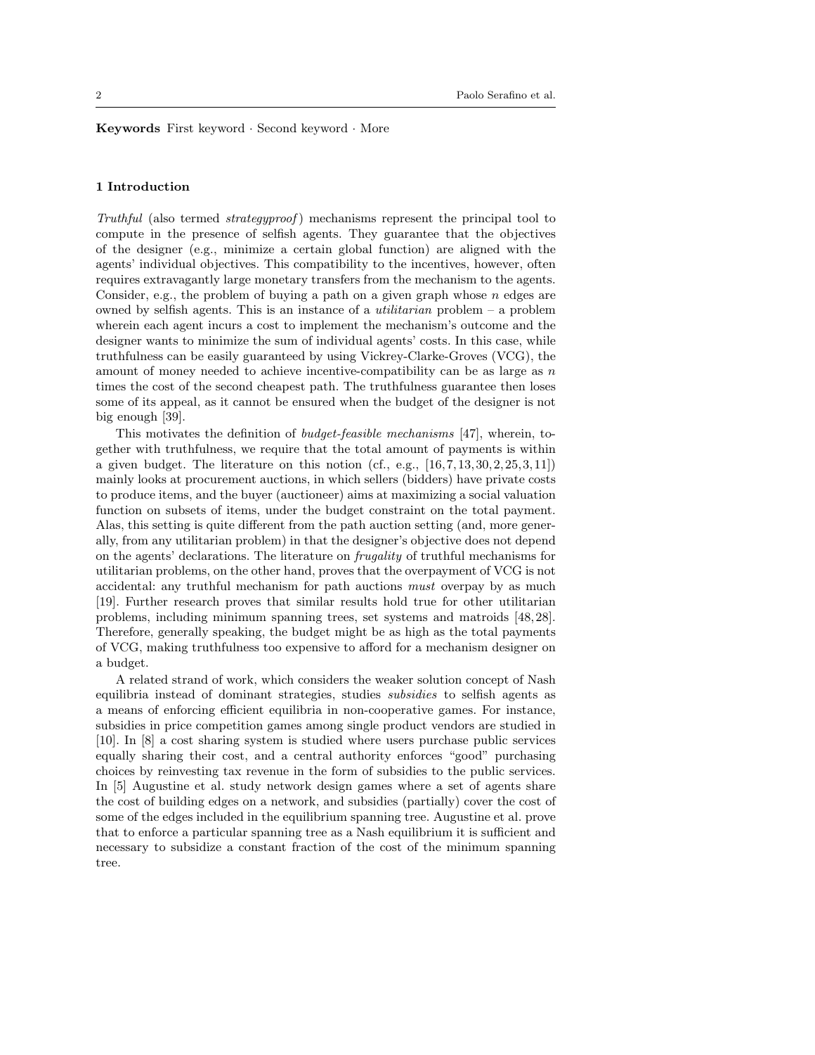**Keywords** First keyword · Second keyword · More

## 1 Introduction

*Truthful* (also termed *strategyproof*) mechanisms represent the principal tool to compute in the presence of selfish agents. They guarantee that the objectives of the designer (e.g., minimize a certain global function) are aligned with the agents' individual objectives. This compatibility to the incentives, however, often requires extravagantly large monetary transfers from the mechanism to the agents. Consider, e.g., the problem of buying a path on a given graph whose $n$ edges are owned by selfish agents. This is an instance of a *utilitarian* problem – a problem wherein each agent incurs a cost to implement the mechanism's outcome and the designer wants to minimize the sum of individual agents' costs. In this case, while truthfulness can be easily guaranteed by using Vickrey-Clarke-Groves (VCG), the amount of money needed to achieve incentive-compatibility can be as large as $n$ times the cost of the second cheapest path. The truthfulness guarantee then loses some of its appeal, as it cannot be ensured when the budget of the designer is not big enough [39].

This motivates the definition of *budget-feasible mechanisms* [47], wherein, together with truthfulness, we require that the total amount of payments is within a given budget. The literature on this notion (cf., e.g., [16,7,13,30,2,25,3,11]) mainly looks at procurement auctions, in which sellers (bidders) have private costs to produce items, and the buyer (auctioneer) aims at maximizing a social valuation function on subsets of items, under the budget constraint on the total payment. Alas, this setting is quite different from the path auction setting (and, more generally, from any utilitarian problem) in that the designer's objective does not depend on the agents' declarations. The literature on *frugality* of truthful mechanisms for utilitarian problems, on the other hand, proves that the overpayment of VCG is not accidental: any truthful mechanism for path auctions *must* overpay by as much [19]. Further research proves that similar results hold true for other utilitarian problems, including minimum spanning trees, set systems and matroids [48,28]. Therefore, generally speaking, the budget might be as high as the total payments of VCG, making truthfulness too expensive to afford for a mechanism designer on a budget.

A related strand of work, which considers the weaker solution concept of Nash equilibria instead of dominant strategies, studies *subsidies* to selfish agents as a means of enforcing efficient equilibria in non-cooperative games. For instance, subsidies in price competition games among single product vendors are studied in [10]. In [8] a cost sharing system is studied where users purchase public services equally sharing their cost, and a central authority enforces "good" purchasing choices by reinvesting tax revenue in the form of subsidies to the public services. In [5] Augustine et al. study network design games where a set of agents share the cost of building edges on a network, and subsidies (partially) cover the cost of some of the edges included in the equilibrium spanning tree. Augustine et al. prove that to enforce a particular spanning tree as a Nash equilibrium it is sufficient and necessary to subsidize a constant fraction of the cost of the minimum spanning tree.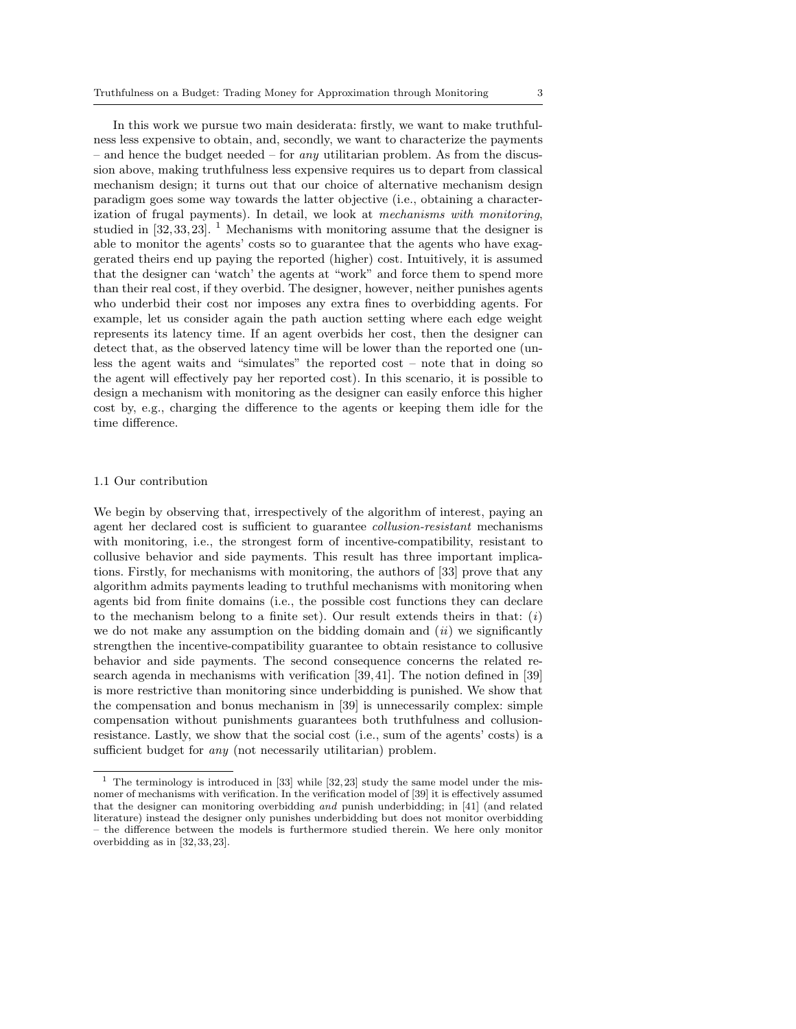In this work we pursue two main desiderata: firstly, we want to make truthfulness less expensive to obtain, and, secondly, we want to characterize the payments – and hence the budget needed – for *any* utilitarian problem. As from the discussion above, making truthfulness less expensive requires us to depart from classical mechanism design; it turns out that our choice of alternative mechanism design paradigm goes some way towards the latter objective (i.e., obtaining a characterization of frugal payments). In detail, we look at *mechanisms with monitoring*, studied in [32,33,23]. [1] Mechanisms with monitoring assume that the designer is able to monitor the agents' costs so to guarantee that the agents who have exaggerated theirs end up paying the reported (higher) cost. Intuitively, it is assumed that the designer can 'watch' the agents at "work" and force them to spend more than their real cost, if they overbid. The designer, however, neither punishes agents who underbid their cost nor imposes any extra fines to overbidding agents. For example, let us consider again the path auction setting where each edge weight represents its latency time. If an agent overbids her cost, then the designer can detect that, as the observed latency time will be lower than the reported one (unless the agent waits and "simulates" the reported cost – note that in doing so the agent will effectively pay her reported cost). In this scenario, it is possible to design a mechanism with monitoring as the designer can easily enforce this higher cost by, e.g., charging the difference to the agents or keeping them idle for the time difference.

### 1.1 Our contribution

We begin by observing that, irrespectively of the algorithm of interest, paying an agent her declared cost is sufficient to guarantee *collusion-resistant* mechanisms with monitoring, i.e., the strongest form of incentive-compatibility, resistant to collusive behavior and side payments. This result has three important implications. Firstly, for mechanisms with monitoring, the authors of [33] prove that any algorithm admits payments leading to truthful mechanisms with monitoring when agents bid from finite domains (i.e., the possible cost functions they can declare to the mechanism belong to a finite set). Our result extends theirs in that: (*i*) we do not make any assumption on the bidding domain and (*ii*) we significantly strengthen the incentive-compatibility guarantee to obtain resistance to collusive behavior and side payments. The second consequence concerns the related research agenda in mechanisms with verification [39,41]. The notion defined in [39] is more restrictive than monitoring since underbidding is punished. We show that the compensation and bonus mechanism in [39] is unnecessarily complex: simple compensation without punishments guarantees both truthfulness and collusion-resistance. Lastly, we show that the social cost (i.e., sum of the agents' costs) is a sufficient budget for *any* (not necessarily utilitarian) problem.

---

[1] The terminology is introduced in [33] while [32,23] study the same model under the misnomer of mechanisms with verification. In the verification model of [39] it is effectively assumed that the designer can monitoring overbidding *and* punish underbidding; in [41] (and related literature) instead the designer only punishes underbidding but does not monitor overbidding – the difference between the models is furthermore studied therein. We here only monitor overbidding as in [32,33,23].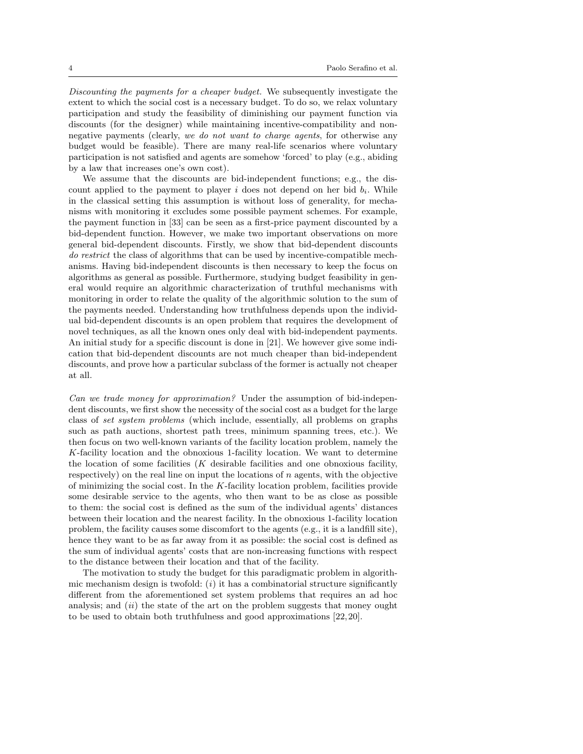*Discounting the payments for a cheaper budget.* We subsequently investigate the extent to which the social cost is a necessary budget. To do so, we relax voluntary participation and study the feasibility of diminishing our payment function via discounts (for the designer) while maintaining incentive-compatibility and non-negative payments (clearly, *we do not want to charge agents*, for otherwise any budget would be feasible). There are many real-life scenarios where voluntary participation is not satisfied and agents are somehow 'forced' to play (e.g., abiding by a law that increases one's own cost).

We assume that the discounts are bid-independent functions; e.g., the discount applied to the payment to player $i$ does not depend on her bid $b_i$. While in the classical setting this assumption is without loss of generality, for mechanisms with monitoring it excludes some possible payment schemes. For example, the payment function in [33] can be seen as a first-price payment discounted by a bid-dependent function. However, we make two important observations on more general bid-dependent discounts. Firstly, we show that bid-dependent discounts *do restrict* the class of algorithms that can be used by incentive-compatible mechanisms. Having bid-independent discounts is then necessary to keep the focus on algorithms as general as possible. Furthermore, studying budget feasibility in general would require an algorithmic characterization of truthful mechanisms with monitoring in order to relate the quality of the algorithmic solution to the sum of the payments needed. Understanding how truthfulness depends upon the individual bid-dependent discounts is an open problem that requires the development of novel techniques, as all the known ones only deal with bid-independent payments. An initial study for a specific discount is done in [21]. We however give some indication that bid-dependent discounts are not much cheaper than bid-independent discounts, and prove how a particular subclass of the former is actually not cheaper at all.

*Can we trade money for approximation?* Under the assumption of bid-independent discounts, we first show the necessity of the social cost as a budget for the large class of *set system problems* (which include, essentially, all problems on graphs such as path auctions, shortest path trees, minimum spanning trees, etc.). We then focus on two well-known variants of the facility location problem, namely the $K$-facility location and the obnoxious 1-facility location. We want to determine the location of some facilities ($K$ desirable facilities and one obnoxious facility, respectively) on the real line on input the locations of $n$ agents, with the objective of minimizing the social cost. In the $K$-facility location problem, facilities provide some desirable service to the agents, who then want to be as close as possible to them: the social cost is defined as the sum of the individual agents' distances between their location and the nearest facility. In the obnoxious 1-facility location problem, the facility causes some discomfort to the agents (e.g., it is a landfill site), hence they want to be as far away from it as possible: the social cost is defined as the sum of individual agents' costs that are non-increasing functions with respect to the distance between their location and that of the facility.

The motivation to study the budget for this paradigmatic problem in algorithmic mechanism design is twofold: ($i$) it has a combinatorial structure significantly different from the aforementioned set system problems that requires an ad hoc analysis; and ($ii$) the state of the art on the problem suggests that money ought to be used to obtain both truthfulness and good approximations [22, 20].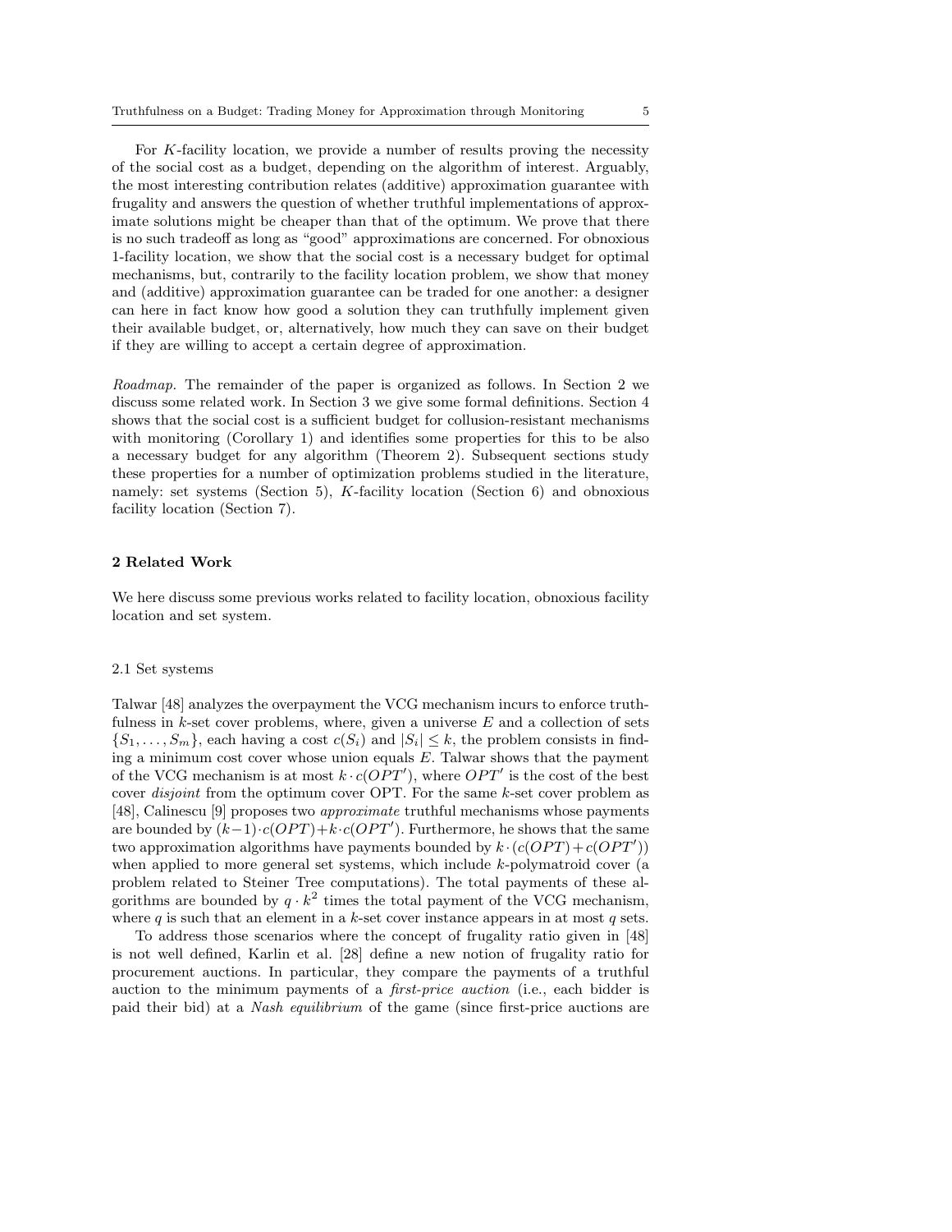For $K$-facility location, we provide a number of results proving the necessity of the social cost as a budget, depending on the algorithm of interest. Arguably, the most interesting contribution relates (additive) approximation guarantee with frugality and answers the question of whether truthful implementations of approximate solutions might be cheaper than that of the optimum. We prove that there is no such tradeoff as long as "good" approximations are concerned. For obnoxious 1-facility location, we show that the social cost is a necessary budget for optimal mechanisms, but, contrarily to the facility location problem, we show that money and (additive) approximation guarantee can be traded for one another: a designer can here in fact know how good a solution they can truthfully implement given their available budget, or, alternatively, how much they can save on their budget if they are willing to accept a certain degree of approximation.

*Roadmap.* The remainder of the paper is organized as follows. In Section 2 we discuss some related work. In Section 3 we give some formal definitions. Section 4 shows that the social cost is a sufficient budget for collusion-resistant mechanisms with monitoring (Corollary 1) and identifies some properties for this to be also a necessary budget for any algorithm (Theorem 2). Subsequent sections study these properties for a number of optimization problems studied in the literature, namely: set systems (Section 5), $K$-facility location (Section 6) and obnoxious facility location (Section 7).

## 2 Related Work

We here discuss some previous works related to facility location, obnoxious facility location and set system.

### 2.1 Set systems

Talwar [48] analyzes the overpayment the VCG mechanism incurs to enforce truthfulness in $k$-set cover problems, where, given a universe $E$ and a collection of sets $\{S_1, \ldots, S_m\}$, each having a cost $c(S_i)$ and $|S_i| \leq k$, the problem consists in finding a minimum cost cover whose union equals $E$. Talwar shows that the payment of the VCG mechanism is at most $k \cdot c(OPT')$, where $OPT'$ is the cost of the best cover *disjoint* from the optimum cover OPT. For the same $k$-set cover problem as [48], Calinescu [9] proposes two *approximate* truthful mechanisms whose payments are bounded by $(k-1) \cdot c(OPT) + k \cdot c(OPT')$. Furthermore, he shows that the same two approximation algorithms have payments bounded by $k \cdot (c(OPT) + c(OPT'))$ when applied to more general set systems, which include $k$-polymatroid cover (a problem related to Steiner Tree computations). The total payments of these algorithms are bounded by $q \cdot k^2$ times the total payment of the VCG mechanism, where $q$ is such that an element in a $k$-set cover instance appears in at most $q$ sets.

To address those scenarios where the concept of frugality ratio given in [48] is not well defined, Karlin et al. [28] define a new notion of frugality ratio for procurement auctions. In particular, they compare the payments of a truthful auction to the minimum payments of a *first-price auction* (i.e., each bidder is paid their bid) at a *Nash equilibrium* of the game (since first-price auctions are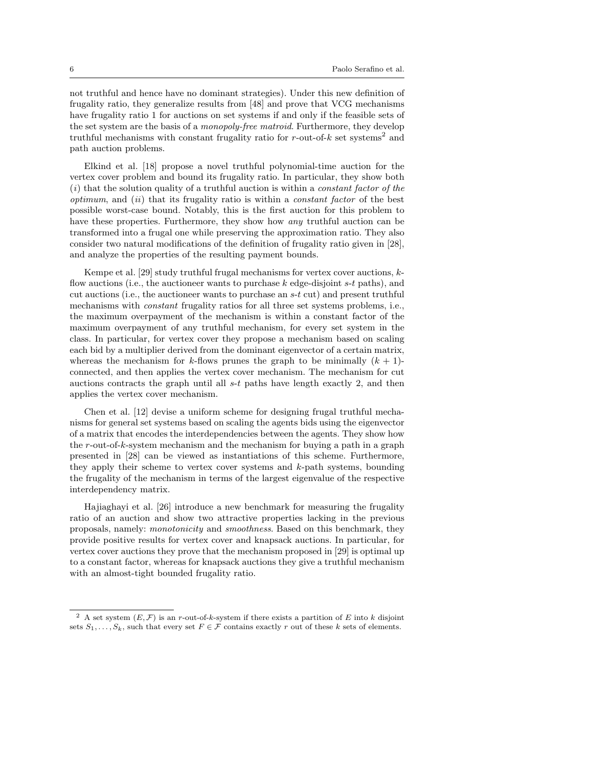not truthful and hence have no dominant strategies). Under this new definition of frugality ratio, they generalize results from [48] and prove that VCG mechanisms have frugality ratio 1 for auctions on set systems if and only if the feasible sets of the set system are the basis of a *monopoly-free matroid*. Furthermore, they develop truthful mechanisms with constant frugality ratio for $r$-out-of-$k$ set systems[2] and path auction problems.

Elkind et al. [18] propose a novel truthful polynomial-time auction for the vertex cover problem and bound its frugality ratio. In particular, they show both ($i$) that the solution quality of a truthful auction is within a *constant factor of the optimum*, and ($ii$) that its frugality ratio is within a *constant factor* of the best possible worst-case bound. Notably, this is the first auction for this problem to have these properties. Furthermore, they show how *any* truthful auction can be transformed into a frugal one while preserving the approximation ratio. They also consider two natural modifications of the definition of frugality ratio given in [28], and analyze the properties of the resulting payment bounds.

Kempe et al. [29] study truthful frugal mechanisms for vertex cover auctions, $k$-flow auctions (i.e., the auctioneer wants to purchase $k$ edge-disjoint $s$-$t$ paths), and cut auctions (i.e., the auctioneer wants to purchase an $s$-$t$ cut) and present truthful mechanisms with *constant* frugality ratios for all three set systems problems, i.e., the maximum overpayment of the mechanism is within a constant factor of the maximum overpayment of any truthful mechanism, for every set system in the class. In particular, for vertex cover they propose a mechanism based on scaling each bid by a multiplier derived from the dominant eigenvector of a certain matrix, whereas the mechanism for $k$-flows prunes the graph to be minimally $(k + 1)$-connected, and then applies the vertex cover mechanism. The mechanism for cut auctions contracts the graph until all $s$-$t$ paths have length exactly 2, and then applies the vertex cover mechanism.

Chen et al. [12] devise a uniform scheme for designing frugal truthful mechanisms for general set systems based on scaling the agents bids using the eigenvector of a matrix that encodes the interdependencies between the agents. They show how the $r$-out-of-$k$-system mechanism and the mechanism for buying a path in a graph presented in [28] can be viewed as instantiations of this scheme. Furthermore, they apply their scheme to vertex cover systems and $k$-path systems, bounding the frugality of the mechanism in terms of the largest eigenvalue of the respective interdependency matrix.

Hajiaghayi et al. [26] introduce a new benchmark for measuring the frugality ratio of an auction and show two attractive properties lacking in the previous proposals, namely: *monotonicity* and *smoothness*. Based on this benchmark, they provide positive results for vertex cover and knapsack auctions. In particular, for vertex cover auctions they prove that the mechanism proposed in [29] is optimal up to a constant factor, whereas for knapsack auctions they give a truthful mechanism with an almost-tight bounded frugality ratio.

[2] A set system $(E, \mathcal{F})$ is an $r$-out-of-$k$-system if there exists a partition of $E$ into $k$ disjoint sets $S_1, \ldots, S_k$, such that every set $F \in \mathcal{F}$ contains exactly $r$ out of these $k$ sets of elements.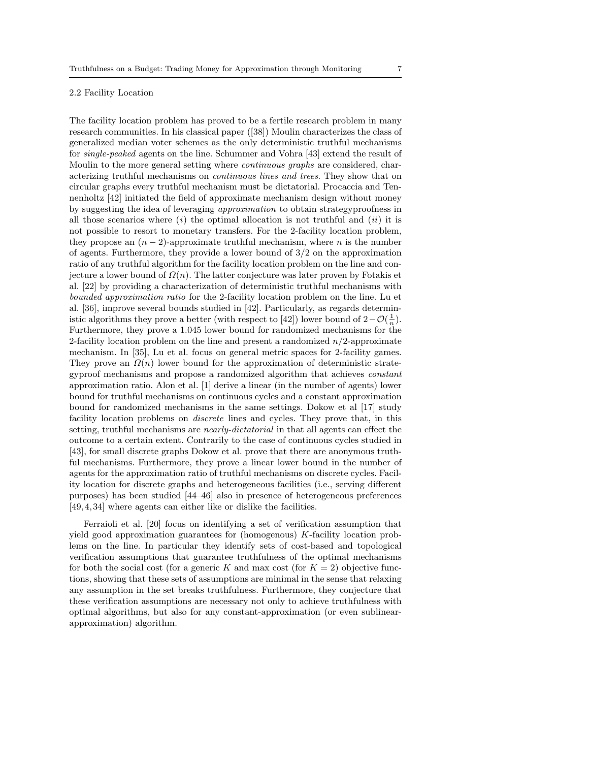### 2.2 Facility Location

The facility location problem has proved to be a fertile research problem in many research communities. In his classical paper ([38]) Moulin characterizes the class of generalized median voter schemes as the only deterministic truthful mechanisms for *single-peaked* agents on the line. Schummer and Vohra [43] extend the result of Moulin to the more general setting where *continuous graphs* are considered, characterizing truthful mechanisms on *continuous lines and trees*. They show that on circular graphs every truthful mechanism must be dictatorial. Procaccia and Tennenholtz [42] initiated the field of approximate mechanism design without money by suggesting the idea of leveraging *approximation* to obtain strategyproofness in all those scenarios where $(i)$ the optimal allocation is not truthful and $(ii)$ it is not possible to resort to monetary transfers. For the 2-facility location problem, they propose an $(n-2)$-approximate truthful mechanism, where $n$ is the number of agents. Furthermore, they provide a lower bound of $3/2$ on the approximation ratio of any truthful algorithm for the facility location problem on the line and conjecture a lower bound of $\Omega(n)$. The latter conjecture was later proven by Fotakis et al. [22] by providing a characterization of deterministic truthful mechanisms with *bounded approximation ratio* for the 2-facility location problem on the line. Lu et al. [36], improve several bounds studied in [42]. Particularly, as regards deterministic algorithms they prove a better (with respect to [42]) lower bound of $2-\mathcal{O}(\frac{1}{n})$. Furthermore, they prove a 1.045 lower bound for randomized mechanisms for the 2-facility location problem on the line and present a randomized $n/2$-approximate mechanism. In [35], Lu et al. focus on general metric spaces for 2-facility games. They prove an $\Omega(n)$ lower bound for the approximation of deterministic strategyproof mechanisms and propose a randomized algorithm that achieves *constant* approximation ratio. Alon et al. [1] derive a linear (in the number of agents) lower bound for truthful mechanisms on continuous cycles and a constant approximation bound for randomized mechanisms in the same settings. Dokow et al [17] study facility location problems on *discrete* lines and cycles. They prove that, in this setting, truthful mechanisms are *nearly-dictatorial* in that all agents can effect the outcome to a certain extent. Contrarily to the case of continuous cycles studied in [43], for small discrete graphs Dokow et al. prove that there are anonymous truthful mechanisms. Furthermore, they prove a linear lower bound in the number of agents for the approximation ratio of truthful mechanisms on discrete cycles. Facility location for discrete graphs and heterogeneous facilities (i.e., serving different purposes) has been studied [44–46] also in presence of heterogeneous preferences [49, 4, 34] where agents can either like or dislike the facilities.

Ferraioli et al. [20] focus on identifying a set of verification assumption that yield good approximation guarantees for (homogenous) $K$-facility location problems on the line. In particular they identify sets of cost-based and topological verification assumptions that guarantee truthfulness of the optimal mechanisms for both the social cost (for a generic $K$ and max cost (for $K = 2$) objective functions, showing that these sets of assumptions are minimal in the sense that relaxing any assumption in the set breaks truthfulness. Furthermore, they conjecture that these verification assumptions are necessary not only to achieve truthfulness with optimal algorithms, but also for any constant-approximation (or even sublinear-approximation) algorithm.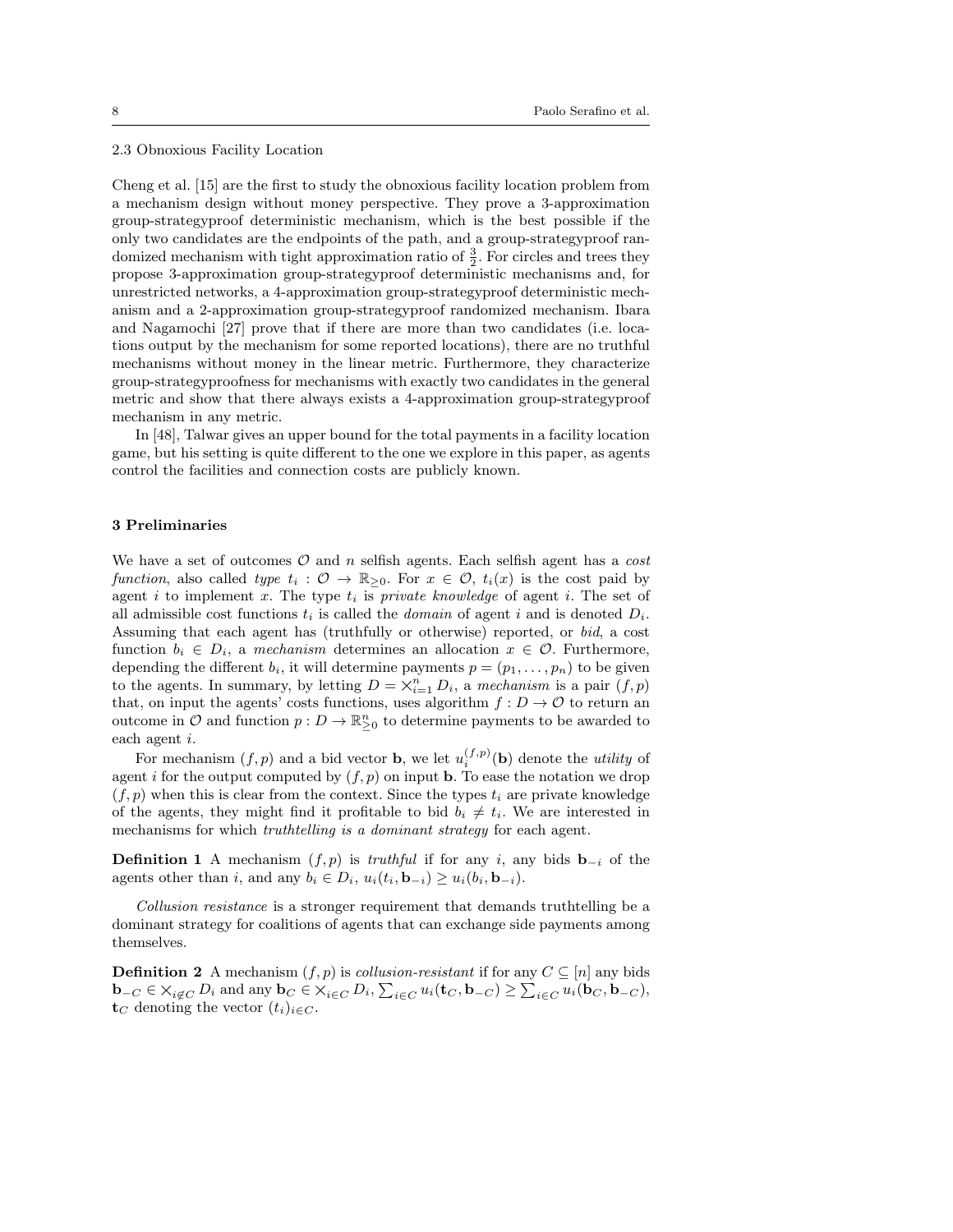### 2.3 Obnoxious Facility Location

Cheng et al. [15] are the first to study the obnoxious facility location problem from a mechanism design without money perspective. They prove a 3-approximation group-strategyproof deterministic mechanism, which is the best possible if the only two candidates are the endpoints of the path, and a group-strategyproof randomized mechanism with tight approximation ratio of $\frac{3}{2}$. For circles and trees they propose 3-approximation group-strategyproof deterministic mechanisms and, for unrestricted networks, a 4-approximation group-strategyproof deterministic mechanism and a 2-approximation group-strategyproof randomized mechanism. Ibara and Nagamochi [27] prove that if there are more than two candidates (i.e. locations output by the mechanism for some reported locations), there are no truthful mechanisms without money in the linear metric. Furthermore, they characterize group-strategyproofness for mechanisms with exactly two candidates in the general metric and show that there always exists a 4-approximation group-strategyproof mechanism in any metric.

In [48], Talwar gives an upper bound for the total payments in a facility location game, but his setting is quite different to the one we explore in this paper, as agents control the facilities and connection costs are publicly known.

## 3 Preliminaries

We have a set of outcomes $\mathcal{O}$ and $n$ selfish agents. Each selfish agent has a *cost function*, also called *type* $t_i : \mathcal{O} \to \mathbb{R}_{\geq 0}$. For $x \in \mathcal{O}$, $t_i(x)$ is the cost paid by agent $i$ to implement $x$. The type $t_i$ is *private knowledge* of agent $i$. The set of all admissible cost functions $t_i$ is called the *domain* of agent $i$ and is denoted $D_i$. Assuming that each agent has (truthfully or otherwise) reported, or *bid*, a cost function $b_i \in D_i$, a *mechanism* determines an allocation $x \in \mathcal{O}$. Furthermore, depending the different $b_i$, it will determine payments $p = (p_1, \ldots, p_n)$ to be given to the agents. In summary, by letting $D = \times_{i=1}^{n} D_i$, a *mechanism* is a pair $(f, p)$ that, on input the agents' costs functions, uses algorithm $f : D \to \mathcal{O}$ to return an outcome in $\mathcal{O}$ and function $p : D \to \mathbb{R}^n_{\geq 0}$ to determine payments to be awarded to each agent $i$.

For mechanism $(f, p)$ and a bid vector $\mathbf{b}$, we let $u_i^{(f,p)}(\mathbf{b})$ denote the *utility* of agent $i$ for the output computed by $(f, p)$ on input $\mathbf{b}$. To ease the notation we drop $(f, p)$ when this is clear from the context. Since the types $t_i$ are private knowledge of the agents, they might find it profitable to bid $b_i \neq t_i$. We are interested in mechanisms for which *truthtelling is a dominant strategy* for each agent.

**Definition 1** A mechanism $(f, p)$ is *truthful* if for any $i$, any bids $\mathbf{b}_{-i}$ of the agents other than $i$, and any $b_i \in D_i$, $u_i(t_i, \mathbf{b}_{-i}) \geq u_i(b_i, \mathbf{b}_{-i})$.

*Collusion resistance* is a stronger requirement that demands truthtelling be a dominant strategy for coalitions of agents that can exchange side payments among themselves.

**Definition 2** A mechanism $(f, p)$ is *collusion-resistant* if for any $C \subseteq [n]$ any bids $\mathbf{b}_{-C} \in \times_{i \notin C} D_i$ and any $\mathbf{b}_C \in \times_{i \in C} D_i$, $\sum_{i \in C} u_i(\mathbf{t}_C, \mathbf{b}_{-C}) \geq \sum_{i \in C} u_i(\mathbf{b}_C, \mathbf{b}_{-C})$, $\mathbf{t}_C$ denoting the vector $(t_i)_{i \in C}$.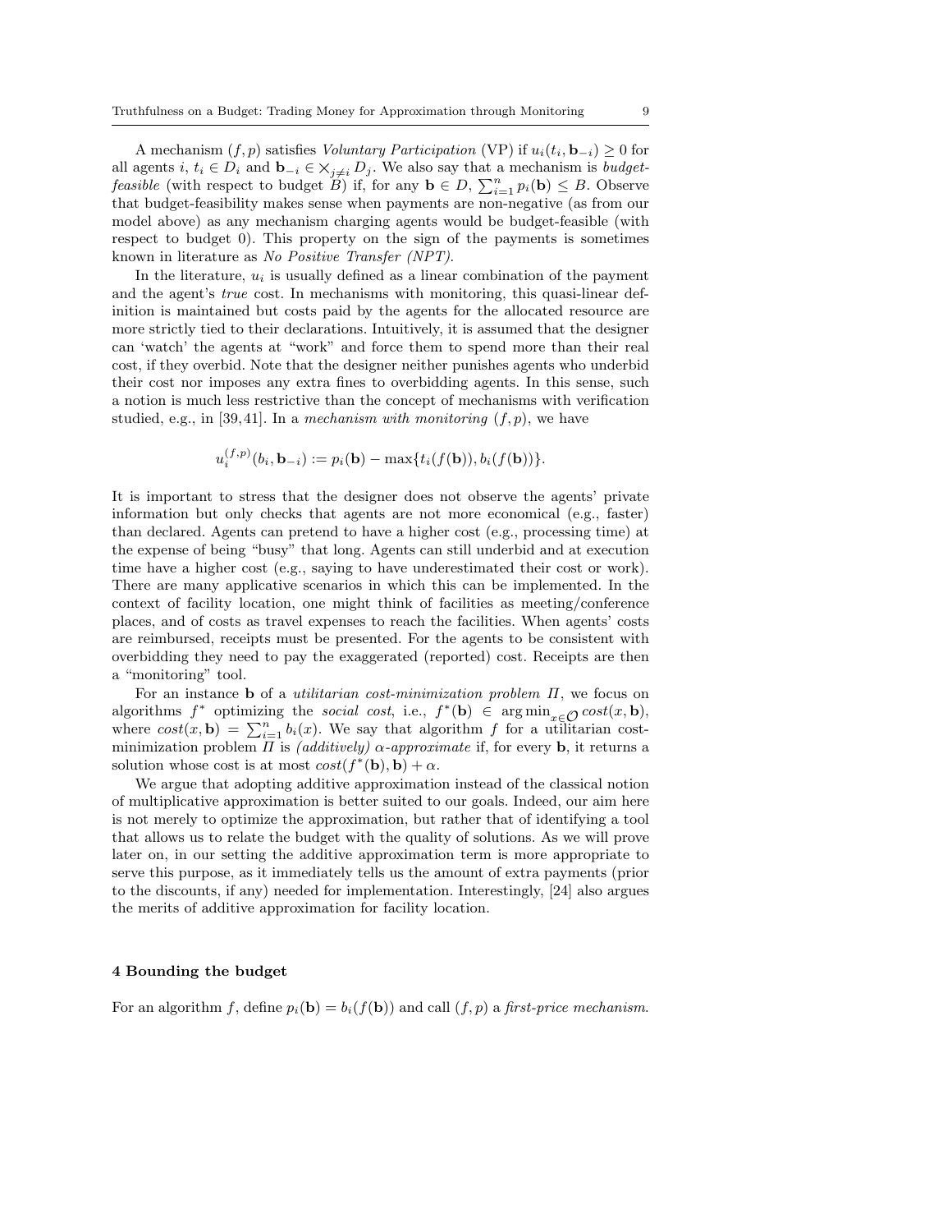A mechanism $(f, p)$ satisfies *Voluntary Participation* (VP) if $u_i(t_i, \mathbf{b}_{-i}) \geq 0$ for all agents $i$, $t_i \in D_i$ and $\mathbf{b}_{-i} \in \times_{j \neq i} D_j$. We also say that a mechanism is *budget-feasible* (with respect to budget $B$) if, for any $\mathbf{b} \in D$, $\sum_{i=1}^{n} p_i(\mathbf{b}) \leq B$. Observe that budget-feasibility makes sense when payments are non-negative (as from our model above) as any mechanism charging agents would be budget-feasible (with respect to budget 0). This property on the sign of the payments is sometimes known in literature as *No Positive Transfer (NPT)*.

In the literature, $u_i$ is usually defined as a linear combination of the payment and the agent's *true* cost. In mechanisms with monitoring, this quasi-linear definition is maintained but costs paid by the agents for the allocated resource are more strictly tied to their declarations. Intuitively, it is assumed that the designer can 'watch' the agents at "work" and force them to spend more than their real cost, if they overbid. Note that the designer neither punishes agents who underbid their cost nor imposes any extra fines to overbidding agents. In this sense, such a notion is much less restrictive than the concept of mechanisms with verification studied, e.g., in [39,41]. In a *mechanism with monitoring* $(f, p)$, we have

$$u_i^{(f,p)}(b_i, \mathbf{b}_{-i}) := p_i(\mathbf{b}) - \max\{t_i(f(\mathbf{b})), b_i(f(\mathbf{b}))\}.$$

It is important to stress that the designer does not observe the agents' private information but only checks that agents are not more economical (e.g., faster) than declared. Agents can pretend to have a higher cost (e.g., processing time) at the expense of being "busy" that long. Agents can still underbid and at execution time have a higher cost (e.g., saying to have underestimated their cost or work). There are many applicative scenarios in which this can be implemented. In the context of facility location, one might think of facilities as meeting/conference places, and of costs as travel expenses to reach the facilities. When agents' costs are reimbursed, receipts must be presented. For the agents to be consistent with overbidding they need to pay the exaggerated (reported) cost. Receipts are then a "monitoring" tool.

For an instance $\mathbf{b}$ of a *utilitarian cost-minimization problem $\Pi$*, we focus on algorithms $f^*$ optimizing the *social cost*, i.e., $f^*(\mathbf{b}) \in \arg\min_{x \in \mathcal{O}} cost(x, \mathbf{b})$, where $cost(x, \mathbf{b}) = \sum_{i=1}^{n} b_i(x)$. We say that algorithm $f$ for a utilitarian cost-minimization problem $\Pi$ is *(additively) $\alpha$-approximate* if, for every $\mathbf{b}$, it returns a solution whose cost is at most $cost(f^*(\mathbf{b}), \mathbf{b}) + \alpha$.

We argue that adopting additive approximation instead of the classical notion of multiplicative approximation is better suited to our goals. Indeed, our aim here is not merely to optimize the approximation, but rather that of identifying a tool that allows us to relate the budget with the quality of solutions. As we will prove later on, in our setting the additive approximation term is more appropriate to serve this purpose, as it immediately tells us the amount of extra payments (prior to the discounts, if any) needed for implementation. Interestingly, [24] also argues the merits of additive approximation for facility location.

## 4 Bounding the budget

For an algorithm $f$, define $p_i(\mathbf{b}) = b_i(f(\mathbf{b}))$ and call $(f, p)$ a *first-price mechanism*.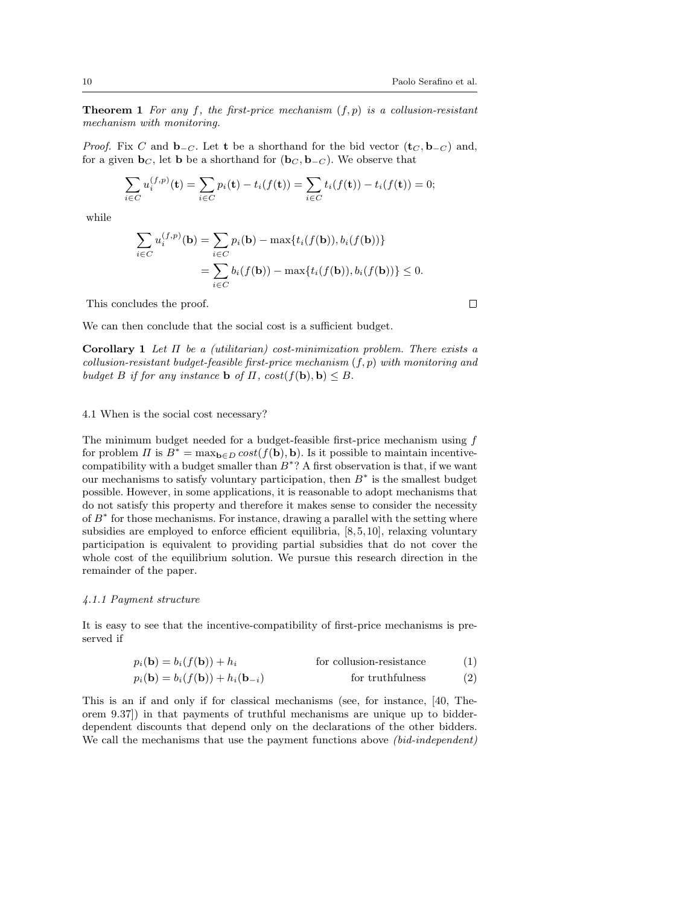**Theorem 1** *For any $f$, the first-price mechanism $(f, p)$ is a collusion-resistant mechanism with monitoring.*

*Proof.* Fix $C$ and $\mathbf{b}_{-C}$. Let $\mathbf{t}$ be a shorthand for the bid vector $(\mathbf{t}_C, \mathbf{b}_{-C})$ and, for a given $\mathbf{b}_C$, let $\mathbf{b}$ be a shorthand for $(\mathbf{b}_C, \mathbf{b}_{-C})$. We observe that

$$\sum_{i \in C} u_i^{(f,p)}(\mathbf{t}) = \sum_{i \in C} p_i(\mathbf{t}) - t_i(f(\mathbf{t})) = \sum_{i \in C} t_i(f(\mathbf{t})) - t_i(f(\mathbf{t})) = 0;$$

while

$$\begin{aligned} \sum_{i \in C} u_i^{(f,p)}(\mathbf{b}) &= \sum_{i \in C} p_i(\mathbf{b}) - \max\{t_i(f(\mathbf{b})), b_i(f(\mathbf{b}))\} \\ &= \sum_{i \in C} b_i(f(\mathbf{b})) - \max\{t_i(f(\mathbf{b})), b_i(f(\mathbf{b}))\} \leq 0. \end{aligned}$$

This concludes the proof. □

We can then conclude that the social cost is a sufficient budget.

**Corollary 1** *Let $\Pi$ be a (utilitarian) cost-minimization problem. There exists a collusion-resistant budget-feasible first-price mechanism $(f, p)$ with monitoring and budget $B$ if for any instance $\mathbf{b}$ of $\Pi$, $cost(f(\mathbf{b}), \mathbf{b}) \leq B$.*

### 4.1 When is the social cost necessary?

The minimum budget needed for a budget-feasible first-price mechanism using $f$ for problem $\Pi$ is $B^* = \max_{\mathbf{b} \in D} cost(f(\mathbf{b}), \mathbf{b})$. Is it possible to maintain incentive-compatibility with a budget smaller than $B^*$? A first observation is that, if we want our mechanisms to satisfy voluntary participation, then $B^*$ is the smallest budget possible. However, in some applications, it is reasonable to adopt mechanisms that do not satisfy this property and therefore it makes sense to consider the necessity of $B^*$ for those mechanisms. For instance, drawing a parallel with the setting where subsidies are employed to enforce efficient equilibria, [8, 5, 10], relaxing voluntary participation is equivalent to providing partial subsidies that do not cover the whole cost of the equilibrium solution. We pursue this research direction in the remainder of the paper.

#### *4.1.1 Payment structure*

It is easy to see that the incentive-compatibility of first-price mechanisms is preserved if

$$p_i(\mathbf{b}) = b_i(f(\mathbf{b})) + h_i \qquad \text{for collusion-resistance} \qquad (1)$$

$$p_i(\mathbf{b}) = b_i(f(\mathbf{b})) + h_i(\mathbf{b}_{-i}) \qquad \text{for truthfulness} \qquad (2)$$

This is an if and only if for classical mechanisms (see, for instance, [40, Theorem 9.37]) in that payments of truthful mechanisms are unique up to bidder-dependent discounts that depend only on the declarations of the other bidders. We call the mechanisms that use the payment functions above *(bid-independent)*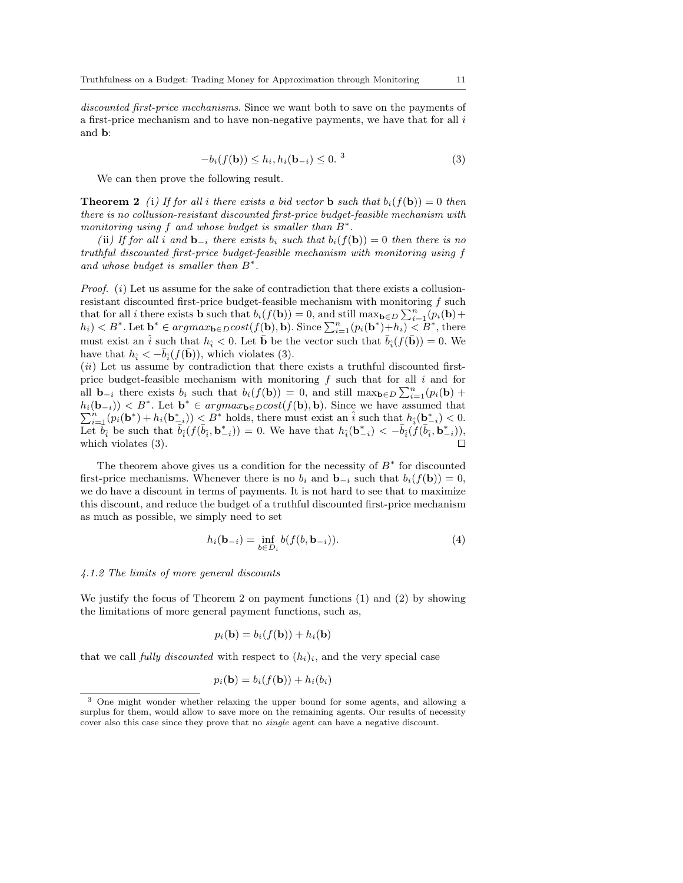*discounted first-price mechanisms*. Since we want both to save on the payments of a first-price mechanism and to have non-negative payments, we have that for all $i$ and $\mathbf{b}$:

$$-b_i(f(\mathbf{b})) \leq h_i, h_i(\mathbf{b}_{-i}) \leq 0. \text{ [3]} \tag{3}$$

We can then prove the following result.

**Theorem 2** *(*i*) If for all $i$ there exists a bid vector $\mathbf{b}$ such that $b_i(f(\mathbf{b})) = 0$ then there is no collusion-resistant discounted first-price budget-feasible mechanism with monitoring using $f$ and whose budget is smaller than $B^*$.*

*(*ii*) If for all $i$ and $\mathbf{b}_{-i}$ there exists $b_i$ such that $b_i(f(\mathbf{b})) = 0$ then there is no truthful discounted first-price budget-feasible mechanism with monitoring using $f$ and whose budget is smaller than $B^*$.*

*Proof.* $(i)$ Let us assume for the sake of contradiction that there exists a collusion-resistant discounted first-price budget-feasible mechanism with monitoring $f$ such that for all $i$ there exists $\mathbf{b}$ such that $b_i(f(\mathbf{b})) = 0$, and still $\max_{\mathbf{b}\in D} \sum_{i=1}^{n}(p_i(\mathbf{b}) + h_i) < B^*$. Let $\mathbf{b}^* \in argmax_{\mathbf{b}\in D} cost(f(\mathbf{b}), \mathbf{b})$. Since $\sum_{i=1}^{n}(p_i(\mathbf{b}^*) + h_i) < B^*$, there must exist an $\hat{i}$ such that $h_{\hat{i}} < 0$. Let $\bar{\mathbf{b}}$ be the vector such that $\bar{b}_{\hat{i}}(f(\bar{\mathbf{b}})) = 0$. We have that $h_{\hat{i}} < -\bar{b}_{\hat{i}}(f(\bar{\mathbf{b}}))$, which violates (3).
$(ii)$ Let us assume by contradiction that there exists a truthful discounted first-price budget-feasible mechanism with monitoring $f$ such that for all $i$ and for all $\mathbf{b}_{-i}$ there exists $b_i$ such that $b_i(f(\mathbf{b})) = 0$, and still $\max_{\mathbf{b}\in D} \sum_{i=1}^{n}(p_i(\mathbf{b}) + h_i(\mathbf{b}_{-i})) < B^*$. Let $\mathbf{b}^* \in argmax_{\mathbf{b}\in D} cost(f(\mathbf{b}), \mathbf{b})$. Since we have assumed that $\sum_{i=1}^{n}(p_i(\mathbf{b}^*) + h_i(\mathbf{b}_{-i}^*)) < B^*$ holds, there must exist an $\hat{i}$ such that $h_{\hat{i}}(\mathbf{b}_{-\hat{i}}^*) < 0$. Let $\bar{b}_{\hat{i}}$ be such that $\bar{b}_{\hat{i}}(f(\bar{b}_{\hat{i}}, \mathbf{b}_{-\hat{i}}^*)) = 0$. We have that $h_{\hat{i}}(\mathbf{b}_{-\hat{i}}^*) < -\bar{b}_{\hat{i}}(f(\bar{b}_{\hat{i}}, \mathbf{b}_{-\hat{i}}^*))$, which violates (3). □

The theorem above gives us a condition for the necessity of $B^*$ for discounted first-price mechanisms. Whenever there is no $b_i$ and $\mathbf{b}_{-i}$ such that $b_i(f(\mathbf{b})) = 0$, we do have a discount in terms of payments. It is not hard to see that to maximize this discount, and reduce the budget of a truthful discounted first-price mechanism as much as possible, we simply need to set

$$h_i(\mathbf{b}_{-i}) = \inf_{b\in D_i} b(f(b, \mathbf{b}_{-i})). \tag{4}$$

#### 4.1.2 The limits of more general discounts

We justify the focus of Theorem 2 on payment functions (1) and (2) by showing the limitations of more general payment functions, such as,

$$p_i(\mathbf{b}) = b_i(f(\mathbf{b})) + h_i(\mathbf{b})$$

that we call *fully discounted* with respect to $(h_i)_i$, and the very special case

$$p_i(\mathbf{b}) = b_i(f(\mathbf{b})) + h_i(b_i)$$

[3] One might wonder whether relaxing the upper bound for some agents, and allowing a surplus for them, would allow to save more on the remaining agents. Our results of necessity cover also this case since they prove that no *single* agent can have a negative discount.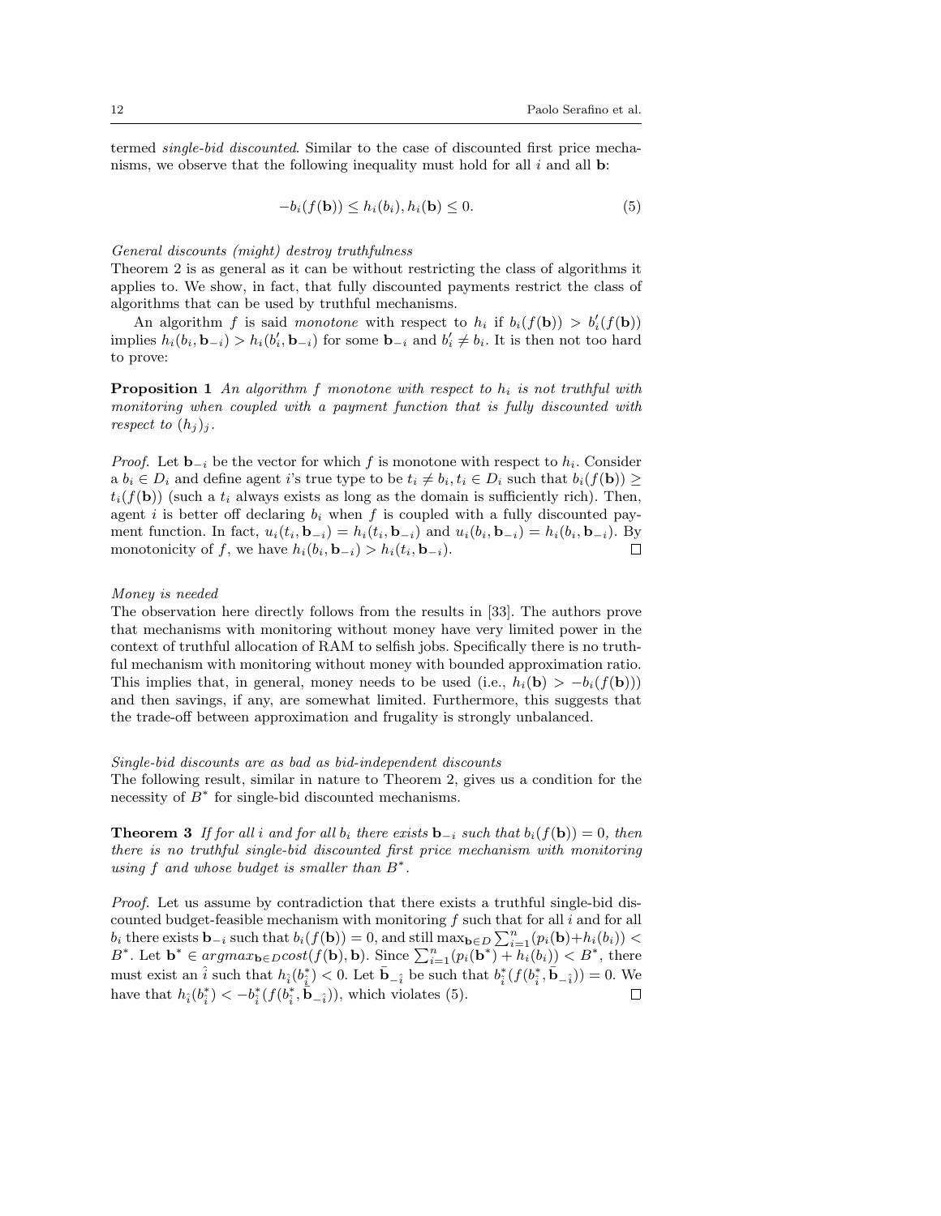termed *single-bid discounted*. Similar to the case of discounted first price mechanisms, we observe that the following inequality must hold for all $i$ and all $\mathbf{b}$:

$$-b_i(f(\mathbf{b})) \leq h_i(b_i), h_i(\mathbf{b}) \leq 0. \tag{5}$$

*General discounts (might) destroy truthfulness*

Theorem 2 is as general as it can be without restricting the class of algorithms it applies to. We show, in fact, that fully discounted payments restrict the class of algorithms that can be used by truthful mechanisms.

An algorithm $f$ is said *monotone* with respect to $h_i$ if $b_i(f(\mathbf{b})) > b'_i(f(\mathbf{b}))$ implies $h_i(b_i, \mathbf{b}_{-i}) > h_i(b'_i, \mathbf{b}_{-i})$ for some $\mathbf{b}_{-i}$ and $b'_i \neq b_i$. It is then not too hard to prove:

**Proposition 1** *An algorithm $f$ monotone with respect to $h_i$ is not truthful with monitoring when coupled with a payment function that is fully discounted with respect to $(h_j)_j$.*

*Proof.* Let $\mathbf{b}_{-i}$ be the vector for which $f$ is monotone with respect to $h_i$. Consider a $b_i \in D_i$ and define agent $i$'s true type to be $t_i \neq b_i, t_i \in D_i$ such that $b_i(f(\mathbf{b})) \geq t_i(f(\mathbf{b}))$ (such a $t_i$ always exists as long as the domain is sufficiently rich). Then, agent $i$ is better off declaring $b_i$ when $f$ is coupled with a fully discounted payment function. In fact, $u_i(t_i, \mathbf{b}_{-i}) = h_i(t_i, \mathbf{b}_{-i})$ and $u_i(b_i, \mathbf{b}_{-i}) = h_i(b_i, \mathbf{b}_{-i})$. By monotonicity of $f$, we have $h_i(b_i, \mathbf{b}_{-i}) > h_i(t_i, \mathbf{b}_{-i})$. □

*Money is needed*

The observation here directly follows from the results in [33]. The authors prove that mechanisms with monitoring without money have very limited power in the context of truthful allocation of RAM to selfish jobs. Specifically there is no truthful mechanism with monitoring without money with bounded approximation ratio. This implies that, in general, money needs to be used (i.e., $h_i(\mathbf{b}) > -b_i(f(\mathbf{b}))$) and then savings, if any, are somewhat limited. Furthermore, this suggests that the trade-off between approximation and frugality is strongly unbalanced.

*Single-bid discounts are as bad as bid-independent discounts*

The following result, similar in nature to Theorem 2, gives us a condition for the necessity of $B^*$ for single-bid discounted mechanisms.

**Theorem 3** *If for all $i$ and for all $b_i$ there exists $\mathbf{b}_{-i}$ such that $b_i(f(\mathbf{b})) = 0$, then there is no truthful single-bid discounted first price mechanism with monitoring using $f$ and whose budget is smaller than $B^*$.*

*Proof.* Let us assume by contradiction that there exists a truthful single-bid discounted budget-feasible mechanism with monitoring $f$ such that for all $i$ and for all $b_i$ there exists $\mathbf{b}_{-i}$ such that $b_i(f(\mathbf{b})) = 0$, and still $\max_{\mathbf{b} \in D} \sum_{i=1}^{n}(p_i(\mathbf{b})+h_i(b_i)) < B^*$. Let $\mathbf{b}^* \in argmax_{\mathbf{b} \in D} cost(f(\mathbf{b}), \mathbf{b})$. Since $\sum_{i=1}^{n}(p_i(\mathbf{b}^*) + h_i(b_i)) < B^*$, there must exist an $\hat{i}$ such that $h_{\hat{i}}(b^*_{\hat{i}}) < 0$. Let $\bar{\mathbf{b}}_{-\hat{i}}$ be such that $b^*_{\hat{i}}(f(b^*_{\hat{i}}, \bar{\mathbf{b}}_{-\hat{i}})) = 0$. We have that $h_{\hat{i}}(b^*_{\hat{i}}) < -b^*_{\hat{i}}(f(b^*_{\hat{i}}, \bar{\mathbf{b}}_{-\hat{i}}))$, which violates (5). □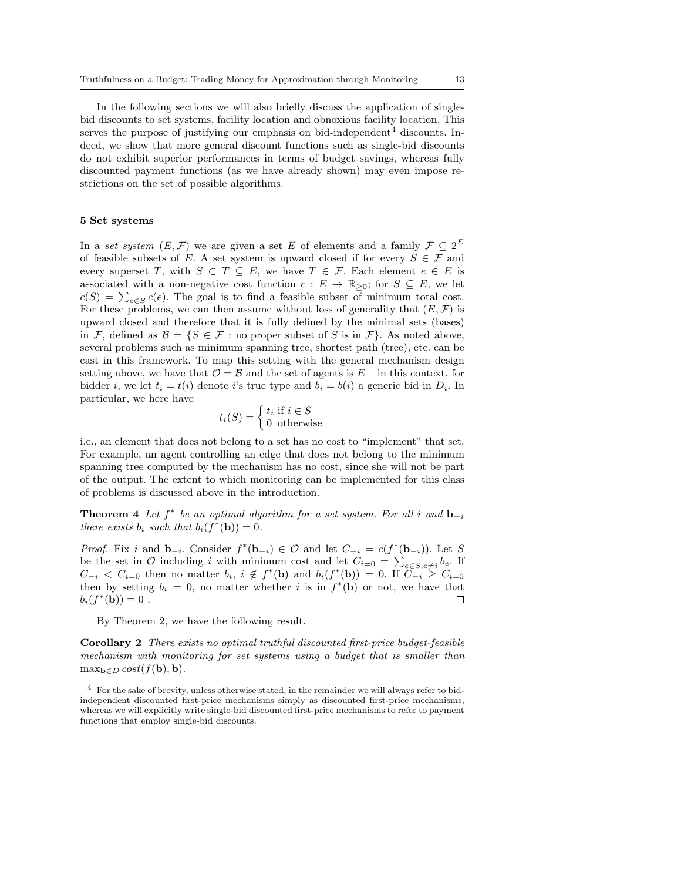In the following sections we will also briefly discuss the application of single-bid discounts to set systems, facility location and obnoxious facility location. This serves the purpose of justifying our emphasis on bid-independent[4] discounts. Indeed, we show that more general discount functions such as single-bid discounts do not exhibit superior performances in terms of budget savings, whereas fully discounted payment functions (as we have already shown) may even impose restrictions on the set of possible algorithms.

## 5 Set systems

In a *set system* $(E, \mathcal{F})$ we are given a set $E$ of elements and a family $\mathcal{F} \subseteq 2^E$ of feasible subsets of $E$. A set system is upward closed if for every $S \in \mathcal{F}$ and every superset $T$, with $S \subset T \subseteq E$, we have $T \in \mathcal{F}$. Each element $e \in E$ is associated with a non-negative cost function $c : E \to \mathbb{R}_{\geq 0}$; for $S \subseteq E$, we let $c(S) = \sum_{e \in S} c(e)$. The goal is to find a feasible subset of minimum total cost. For these problems, we can then assume without loss of generality that $(E, \mathcal{F})$ is upward closed and therefore that it is fully defined by the minimal sets (bases) in $\mathcal{F}$, defined as $\mathcal{B} = \{S \in \mathcal{F} : \text{no proper subset of } S \text{ is in } \mathcal{F}\}$. As noted above, several problems such as minimum spanning tree, shortest path (tree), etc. can be cast in this framework. To map this setting with the general mechanism design setting above, we have that $\mathcal{O} = \mathcal{B}$ and the set of agents is $E$ – in this context, for bidder $i$, we let $t_i = t(i)$ denote $i$'s true type and $b_i = b(i)$ a generic bid in $D_i$. In particular, we here have

$$t_i(S) = \begin{cases} t_i \text{ if } i \in S \\ 0 \text{ otherwise} \end{cases}$$

i.e., an element that does not belong to a set has no cost to "implement" that set. For example, an agent controlling an edge that does not belong to the minimum spanning tree computed by the mechanism has no cost, since she will not be part of the output. The extent to which monitoring can be implemented for this class of problems is discussed above in the introduction.

**Theorem 4** *Let $f^*$ be an optimal algorithm for a set system. For all $i$ and $\mathbf{b}_{-i}$ there exists $b_i$ such that $b_i(f^*(\mathbf{b})) = 0$.*

*Proof.* Fix $i$ and $\mathbf{b}_{-i}$. Consider $f^*(\mathbf{b}_{-i}) \in \mathcal{O}$ and let $C_{-i} = c(f^*(\mathbf{b}_{-i}))$. Let $S$ be the set in $\mathcal{O}$ including $i$ with minimum cost and let $C_{i=0} = \sum_{e \in S, e \neq i} b_e$. If $C_{-i} < C_{i=0}$ then no matter $b_i$, $i \notin f^*(\mathbf{b})$ and $b_i(f^*(\mathbf{b})) = 0$. If $C_{-i} \geq C_{i=0}$ then by setting $b_i = 0$, no matter whether $i$ is in $f^*(\mathbf{b})$ or not, we have that $b_i(f^*(\mathbf{b})) = 0$. □

By Theorem 2, we have the following result.

**Corollary 2** *There exists no optimal truthful discounted first-price budget-feasible mechanism with monitoring for set systems using a budget that is smaller than $\max_{\mathbf{b} \in D} cost(f(\mathbf{b}), \mathbf{b})$.*

[4] For the sake of brevity, unless otherwise stated, in the remainder we will always refer to bid-independent discounted first-price mechanisms simply as discounted first-price mechanisms, whereas we will explicitly write single-bid discounted first-price mechanisms to refer to payment functions that employ single-bid discounts.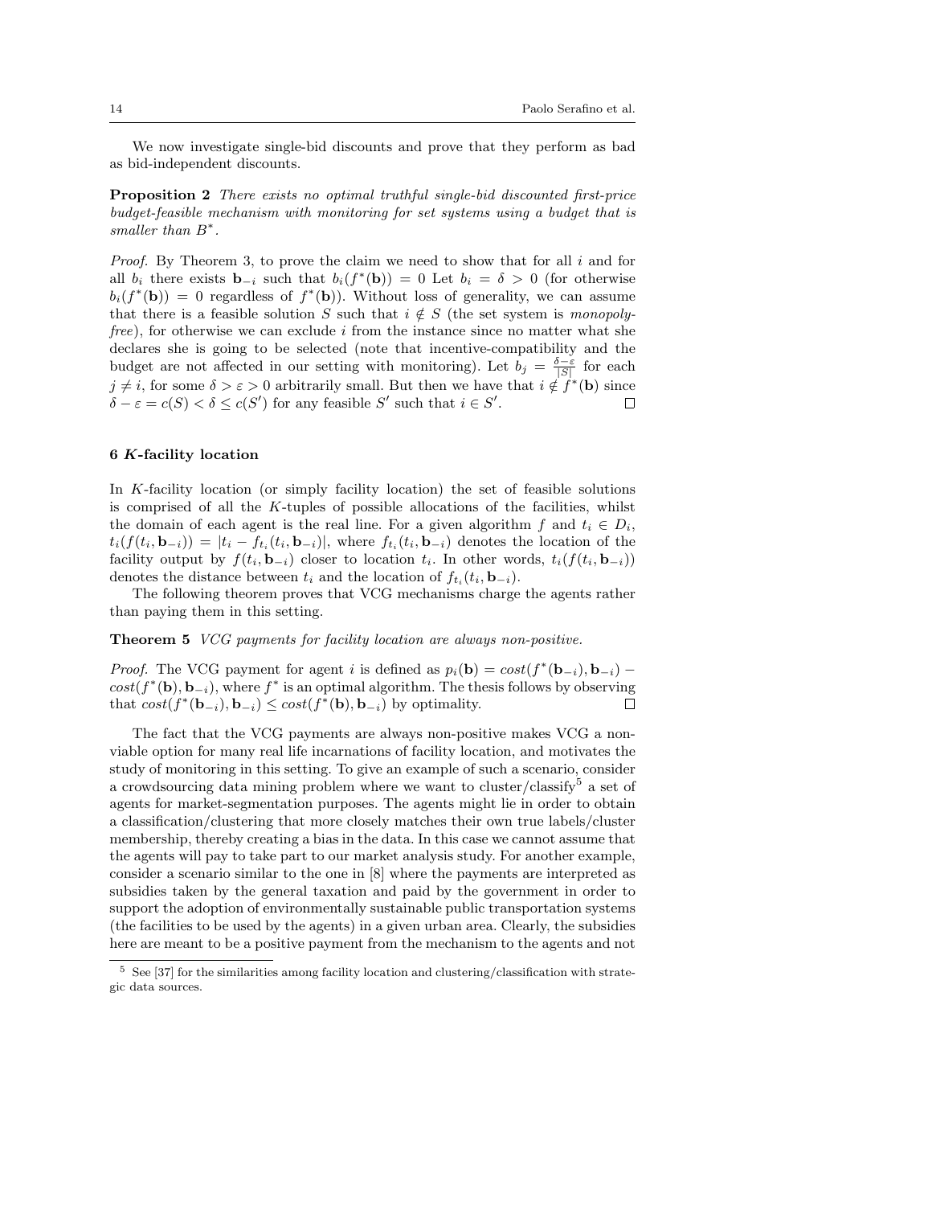We now investigate single-bid discounts and prove that they perform as bad as bid-independent discounts.

**Proposition 2** *There exists no optimal truthful single-bid discounted first-price budget-feasible mechanism with monitoring for set systems using a budget that is smaller than $B^*$.*

*Proof.* By Theorem 3, to prove the claim we need to show that for all $i$ and for all $b_i$ there exists $\mathbf{b}_{-i}$ such that $b_i(f^*(\mathbf{b})) = 0$ Let $b_i = \delta > 0$ (for otherwise $b_i(f^*(\mathbf{b})) = 0$ regardless of $f^*(\mathbf{b})$). Without loss of generality, we can assume that there is a feasible solution $S$ such that $i \notin S$ (the set system is *monopoly-free*), for otherwise we can exclude $i$ from the instance since no matter what she declares she is going to be selected (note that incentive-compatibility and the budget are not affected in our setting with monitoring). Let $b_j = \frac{\delta - \varepsilon}{|S|}$ for each $j \neq i$, for some $\delta > \varepsilon > 0$ arbitrarily small. But then we have that $i \notin f^*(\mathbf{b})$ since $\delta - \varepsilon = c(S) < \delta \leq c(S')$ for any feasible $S'$ such that $i \in S'$. $\square$

## 6 $K$-facility location

In $K$-facility location (or simply facility location) the set of feasible solutions is comprised of all the $K$-tuples of possible allocations of the facilities, whilst the domain of each agent is the real line. For a given algorithm $f$ and $t_i \in D_i$, $t_i(f(t_i, \mathbf{b}_{-i})) = |t_i - f_{t_i}(t_i, \mathbf{b}_{-i})|$, where $f_{t_i}(t_i, \mathbf{b}_{-i})$ denotes the location of the facility output by $f(t_i, \mathbf{b}_{-i})$ closer to location $t_i$. In other words, $t_i(f(t_i, \mathbf{b}_{-i}))$ denotes the distance between $t_i$ and the location of $f_{t_i}(t_i, \mathbf{b}_{-i})$.

The following theorem proves that VCG mechanisms charge the agents rather than paying them in this setting.

**Theorem 5** *VCG payments for facility location are always non-positive.*

*Proof.* The VCG payment for agent $i$ is defined as $p_i(\mathbf{b}) = cost(f^*(\mathbf{b}_{-i}), \mathbf{b}_{-i}) - cost(f^*(\mathbf{b}), \mathbf{b}_{-i})$, where $f^*$ is an optimal algorithm. The thesis follows by observing that $cost(f^*(\mathbf{b}_{-i}), \mathbf{b}_{-i}) \leq cost(f^*(\mathbf{b}), \mathbf{b}_{-i})$ by optimality. $\square$

The fact that the VCG payments are always non-positive makes VCG a non-viable option for many real life incarnations of facility location, and motivates the study of monitoring in this setting. To give an example of such a scenario, consider a crowdsourcing data mining problem where we want to cluster/classify[5] a set of agents for market-segmentation purposes. The agents might lie in order to obtain a classification/clustering that more closely matches their own true labels/cluster membership, thereby creating a bias in the data. In this case we cannot assume that the agents will pay to take part to our market analysis study. For another example, consider a scenario similar to the one in [8] where the payments are interpreted as subsidies taken by the general taxation and paid by the government in order to support the adoption of environmentally sustainable public transportation systems (the facilities to be used by the agents) in a given urban area. Clearly, the subsidies here are meant to be a positive payment from the mechanism to the agents and not

[5] See [37] for the similarities among facility location and clustering/classification with strategic data sources.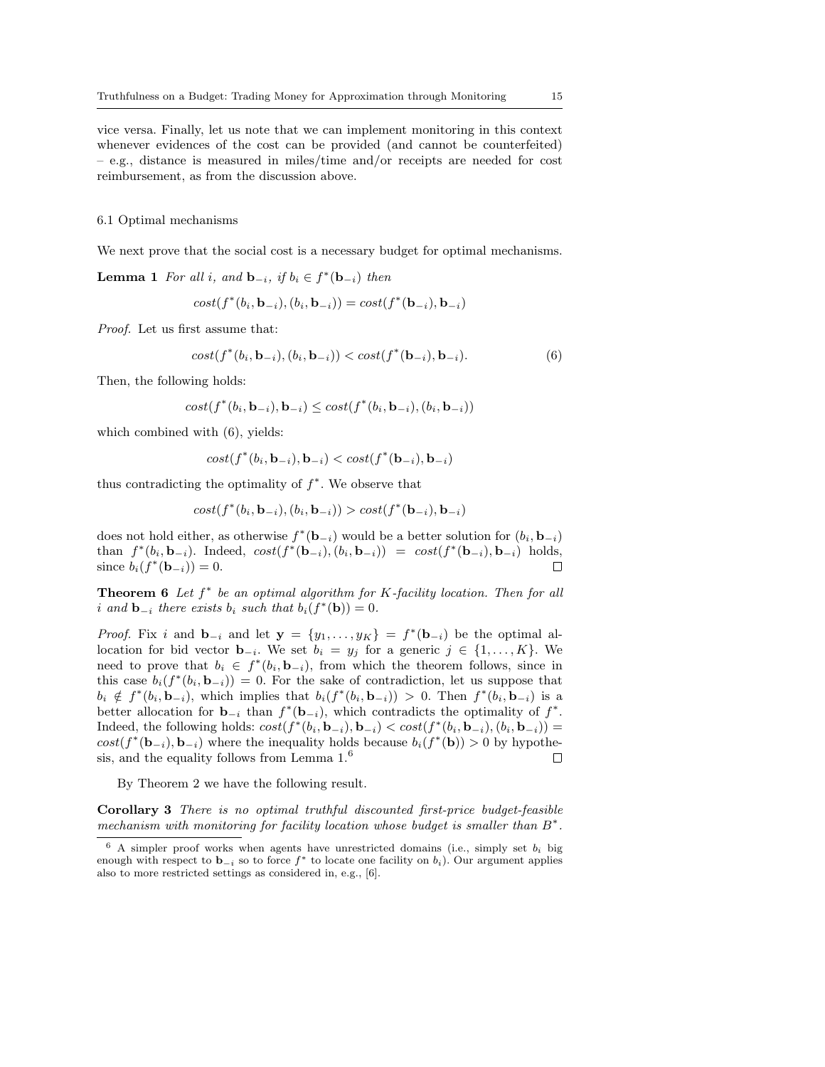vice versa. Finally, let us note that we can implement monitoring in this context whenever evidences of the cost can be provided (and cannot be counterfeited) – e.g., distance is measured in miles/time and/or receipts are needed for cost reimbursement, as from the discussion above.

### 6.1 Optimal mechanisms

We next prove that the social cost is a necessary budget for optimal mechanisms.

**Lemma 1** *For all $i$, and $\mathbf{b}_{-i}$, if $b_i \in f^*(\mathbf{b}_{-i})$ then*

$$cost(f^*(b_i, \mathbf{b}_{-i}), (b_i, \mathbf{b}_{-i})) = cost(f^*(\mathbf{b}_{-i}), \mathbf{b}_{-i})$$

*Proof.* Let us first assume that:

$$cost(f^*(b_i, \mathbf{b}_{-i}), (b_i, \mathbf{b}_{-i})) < cost(f^*(\mathbf{b}_{-i}), \mathbf{b}_{-i}). \tag{6}$$

Then, the following holds:

$$cost(f^*(b_i, \mathbf{b}_{-i}), \mathbf{b}_{-i}) \leq cost(f^*(b_i, \mathbf{b}_{-i}), (b_i, \mathbf{b}_{-i}))$$

which combined with (6), yields:

$$cost(f^*(b_i, \mathbf{b}_{-i}), \mathbf{b}_{-i}) < cost(f^*(\mathbf{b}_{-i}), \mathbf{b}_{-i})$$

thus contradicting the optimality of $f^*$. We observe that

$$cost(f^*(b_i, \mathbf{b}_{-i}), (b_i, \mathbf{b}_{-i})) > cost(f^*(\mathbf{b}_{-i}), \mathbf{b}_{-i})$$

does not hold either, as otherwise $f^*(\mathbf{b}_{-i})$ would be a better solution for $(b_i, \mathbf{b}_{-i})$ than $f^*(b_i, \mathbf{b}_{-i})$. Indeed, $cost(f^*(\mathbf{b}_{-i}), (b_i, \mathbf{b}_{-i})) = cost(f^*(\mathbf{b}_{-i}), \mathbf{b}_{-i})$ holds, since $b_i(f^*(\mathbf{b}_{-i})) = 0$. $\square$

**Theorem 6** *Let $f^*$ be an optimal algorithm for $K$-facility location. Then for all $i$ and $\mathbf{b}_{-i}$ there exists $b_i$ such that $b_i(f^*(\mathbf{b})) = 0$.*

*Proof.* Fix $i$ and $\mathbf{b}_{-i}$ and let $\mathbf{y} = \{y_1, \ldots, y_K\} = f^*(\mathbf{b}_{-i})$ be the optimal allocation for bid vector $\mathbf{b}_{-i}$. We set $b_i = y_j$ for a generic $j \in \{1, \ldots, K\}$. We need to prove that $b_i \in f^*(b_i, \mathbf{b}_{-i})$, from which the theorem follows, since in this case $b_i(f^*(b_i, \mathbf{b}_{-i})) = 0$. For the sake of contradiction, let us suppose that $b_i \notin f^*(b_i, \mathbf{b}_{-i})$, which implies that $b_i(f^*(b_i, \mathbf{b}_{-i})) > 0$. Then $f^*(b_i, \mathbf{b}_{-i})$ is a better allocation for $\mathbf{b}_{-i}$ than $f^*(\mathbf{b}_{-i})$, which contradicts the optimality of $f^*$. Indeed, the following holds: $cost(f^*(b_i, \mathbf{b}_{-i}), \mathbf{b}_{-i}) < cost(f^*(b_i, \mathbf{b}_{-i}), (b_i, \mathbf{b}_{-i})) = cost(f^*(\mathbf{b}_{-i}), \mathbf{b}_{-i})$ where the inequality holds because $b_i(f^*(\mathbf{b})) > 0$ by hypothesis, and the equality follows from Lemma 1.[6] $\square$

By Theorem 2 we have the following result.

**Corollary 3** *There is no optimal truthful discounted first-price budget-feasible mechanism with monitoring for facility location whose budget is smaller than $B^*$.*

[6] A simpler proof works when agents have unrestricted domains (i.e., simply set $b_i$ big enough with respect to $\mathbf{b}_{-i}$ so to force $f^*$ to locate one facility on $b_i$). Our argument applies also to more restricted settings as considered in, e.g., [6].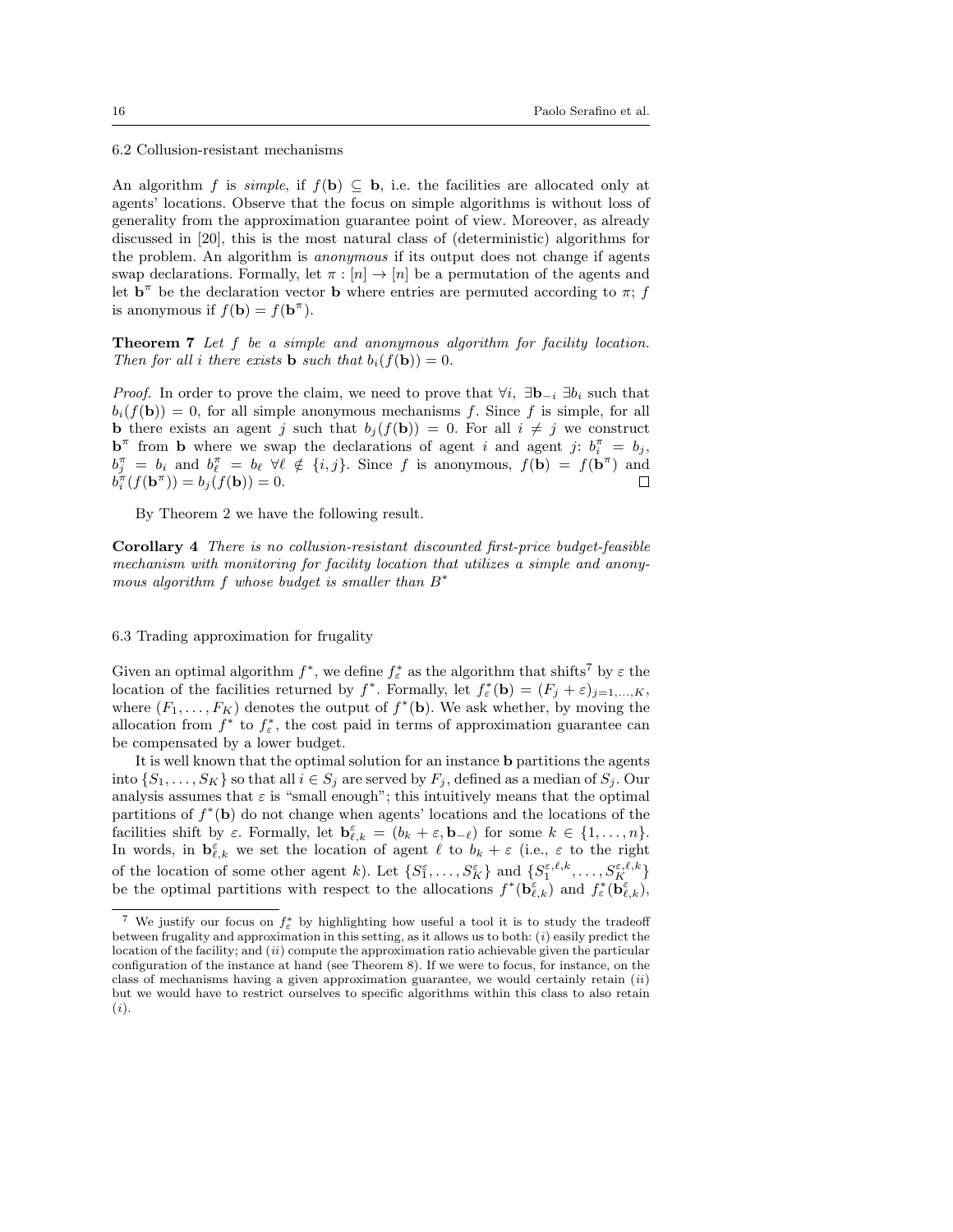### 6.2 Collusion-resistant mechanisms

An algorithm $f$ is *simple*, if $f(\mathbf{b}) \subseteq \mathbf{b}$, i.e. the facilities are allocated only at agents' locations. Observe that the focus on simple algorithms is without loss of generality from the approximation guarantee point of view. Moreover, as already discussed in [20], this is the most natural class of (deterministic) algorithms for the problem. An algorithm is *anonymous* if its output does not change if agents swap declarations. Formally, let $\pi : [n] \to [n]$ be a permutation of the agents and let $\mathbf{b}^\pi$ be the declaration vector $\mathbf{b}$ where entries are permuted according to $\pi$; $f$ is anonymous if $f(\mathbf{b}) = f(\mathbf{b}^\pi)$.

**Theorem 7** *Let $f$ be a simple and anonymous algorithm for facility location. Then for all $i$ there exists $\mathbf{b}$ such that $b_i(f(\mathbf{b})) = 0$.*

*Proof.* In order to prove the claim, we need to prove that $\forall i,\ \exists \mathbf{b}_{-i}\ \exists b_i$ such that $b_i(f(\mathbf{b})) = 0$, for all simple anonymous mechanisms $f$. Since $f$ is simple, for all $\mathbf{b}$ there exists an agent $j$ such that $b_j(f(\mathbf{b})) = 0$. For all $i \neq j$ we construct $\mathbf{b}^\pi$ from $\mathbf{b}$ where we swap the declarations of agent $i$ and agent $j$: $b_i^\pi = b_j$, $b_j^\pi = b_i$ and $b_\ell^\pi = b_\ell\ \forall \ell \notin \{i, j\}$. Since $f$ is anonymous, $f(\mathbf{b}) = f(\mathbf{b}^\pi)$ and $b_i^\pi(f(\mathbf{b}^\pi)) = b_j(f(\mathbf{b})) = 0$. □

By Theorem 2 we have the following result.

**Corollary 4** *There is no collusion-resistant discounted first-price budget-feasible mechanism with monitoring for facility location that utilizes a simple and anonymous algorithm $f$ whose budget is smaller than $B^*$*

### 6.3 Trading approximation for frugality

Given an optimal algorithm $f^*$, we define $f_\varepsilon^*$ as the algorithm that shifts[7] by $\varepsilon$ the location of the facilities returned by $f^*$. Formally, let $f_\varepsilon^*(\mathbf{b}) = (F_j + \varepsilon)_{j=1,\ldots,K}$, where $(F_1, \ldots, F_K)$ denotes the output of $f^*(\mathbf{b})$. We ask whether, by moving the allocation from $f^*$ to $f_\varepsilon^*$, the cost paid in terms of approximation guarantee can be compensated by a lower budget.

It is well known that the optimal solution for an instance $\mathbf{b}$ partitions the agents into $\{S_1, \ldots, S_K\}$ so that all $i \in S_j$ are served by $F_j$, defined as a median of $S_j$. Our analysis assumes that $\varepsilon$ is "small enough"; this intuitively means that the optimal partitions of $f^*(\mathbf{b})$ do not change when agents' locations and the locations of the facilities shift by $\varepsilon$. Formally, let $\mathbf{b}_{\ell,k}^\varepsilon = (b_k + \varepsilon, \mathbf{b}_{-\ell})$ for some $k \in \{1, \ldots, n\}$. In words, in $\mathbf{b}_{\ell,k}^\varepsilon$ we set the location of agent $\ell$ to $b_k + \varepsilon$ (i.e., $\varepsilon$ to the right of the location of some other agent $k$). Let $\{S_1^\varepsilon, \ldots, S_K^\varepsilon\}$ and $\{S_1^{\varepsilon,\ell,k}, \ldots, S_K^{\varepsilon,\ell,k}\}$ be the optimal partitions with respect to the allocations $f^*(\mathbf{b}_{\ell,k}^\varepsilon)$ and $f_\varepsilon^*(\mathbf{b}_{\ell,k}^\varepsilon)$,

[7] We justify our focus on $f_\varepsilon^*$ by highlighting how useful a tool it is to study the tradeoff between frugality and approximation in this setting, as it allows us to both: ($i$) easily predict the location of the facility; and ($ii$) compute the approximation ratio achievable given the particular configuration of the instance at hand (see Theorem 8). If we were to focus, for instance, on the class of mechanisms having a given approximation guarantee, we would certainly retain ($ii$) but we would have to restrict ourselves to specific algorithms within this class to also retain ($i$).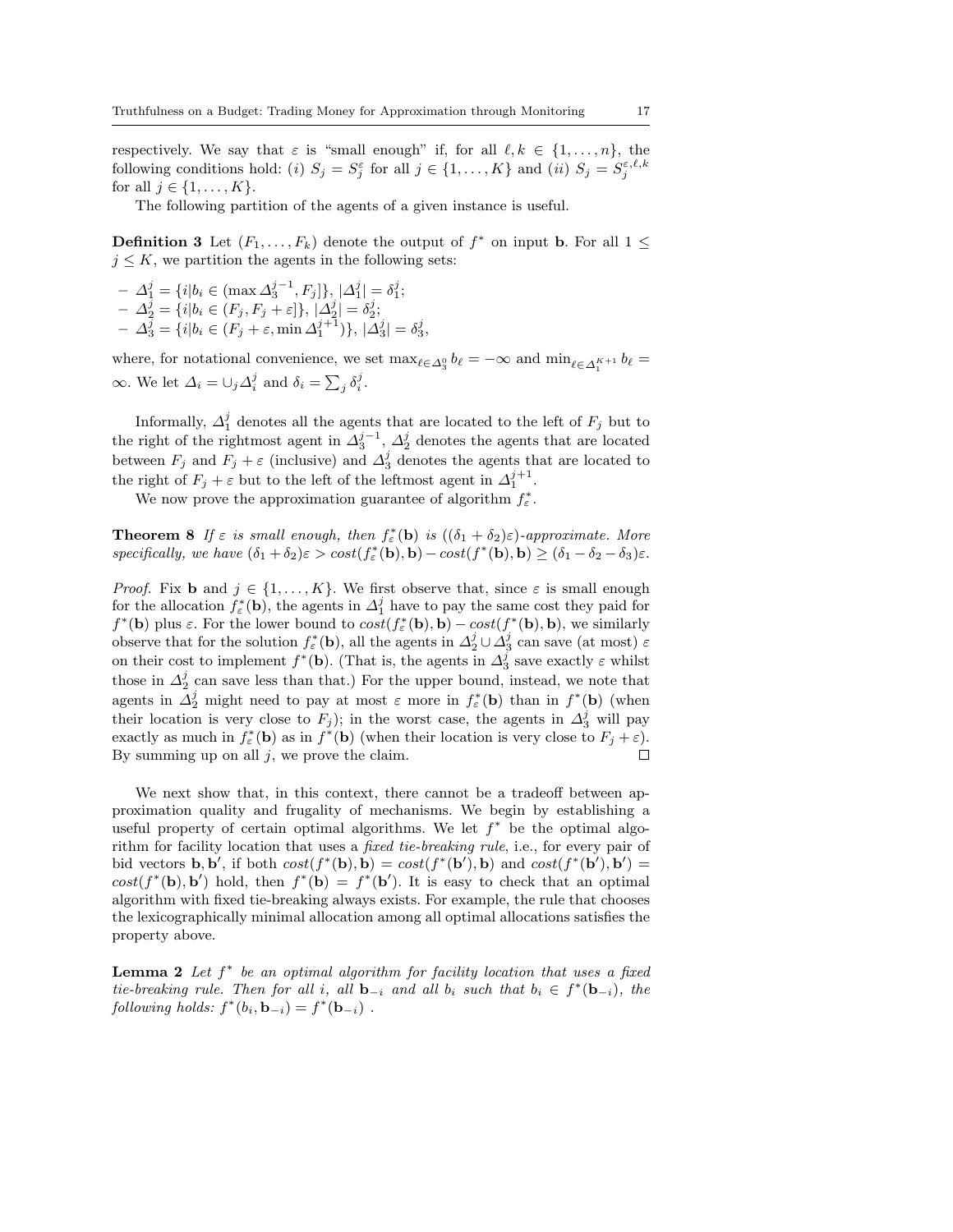respectively. We say that $\varepsilon$ is "small enough" if, for all $\ell, k \in \{1, \dots, n\}$, the following conditions hold: $(i)$ $S_j = S_j^{\varepsilon}$ for all $j \in \{1, \dots, K\}$ and $(ii)$ $S_j = S_j^{\varepsilon,\ell,k}$ for all $j \in \{1, \dots, K\}$.

The following partition of the agents of a given instance is useful.

**Definition 3** Let $(F_1, \dots, F_k)$ denote the output of $f^*$ on input $\mathbf{b}$. For all $1 \leq j \leq K$, we partition the agents in the following sets:

- $\Delta_1^j = \{i | b_i \in (\max \Delta_3^{j-1}, F_j]\}$, $|\Delta_1^j| = \delta_1^j$;
- $\Delta_2^j = \{i | b_i \in (F_j, F_j + \varepsilon]\}$, $|\Delta_2^j| = \delta_2^j$;
- $\Delta_3^j = \{i | b_i \in (F_j + \varepsilon, \min \Delta_1^{j+1})\}$, $|\Delta_3^j| = \delta_3^j$,

where, for notational convenience, we set $\max_{\ell \in \Delta_3^0} b_\ell = -\infty$ and $\min_{\ell \in \Delta_1^{K+1}} b_\ell = \infty$. We let $\Delta_i = \cup_j \Delta_i^j$ and $\delta_i = \sum_j \delta_i^j$.

Informally, $\Delta_1^j$ denotes all the agents that are located to the left of $F_j$ but to the right of the rightmost agent in $\Delta_3^{j-1}$, $\Delta_2^j$ denotes the agents that are located between $F_j$ and $F_j + \varepsilon$ (inclusive) and $\Delta_3^j$ denotes the agents that are located to the right of $F_j + \varepsilon$ but to the left of the leftmost agent in $\Delta_1^{j+1}$.

We now prove the approximation guarantee of algorithm $f_\varepsilon^*$.

**Theorem 8** *If $\varepsilon$ is small enough, then $f_\varepsilon^*(\mathbf{b})$ is $((\delta_1 + \delta_2)\varepsilon)$-approximate. More specifically, we have $(\delta_1 + \delta_2)\varepsilon > cost(f_\varepsilon^*(\mathbf{b}), \mathbf{b}) - cost(f^*(\mathbf{b}), \mathbf{b}) \geq (\delta_1 - \delta_2 - \delta_3)\varepsilon$.*

*Proof.* Fix $\mathbf{b}$ and $j \in \{1, \dots, K\}$. We first observe that, since $\varepsilon$ is small enough for the allocation $f_\varepsilon^*(\mathbf{b})$, the agents in $\Delta_1^j$ have to pay the same cost they paid for $f^*(\mathbf{b})$ plus $\varepsilon$. For the lower bound to $cost(f_\varepsilon^*(\mathbf{b}), \mathbf{b}) - cost(f^*(\mathbf{b}), \mathbf{b})$, we similarly observe that for the solution $f_\varepsilon^*(\mathbf{b})$, all the agents in $\Delta_2^j \cup \Delta_3^j$ can save (at most) $\varepsilon$ on their cost to implement $f^*(\mathbf{b})$. (That is, the agents in $\Delta_3^j$ save exactly $\varepsilon$ whilst those in $\Delta_2^j$ can save less than that.) For the upper bound, instead, we note that agents in $\Delta_2^j$ might need to pay at most $\varepsilon$ more in $f_\varepsilon^*(\mathbf{b})$ than in $f^*(\mathbf{b})$ (when their location is very close to $F_j$); in the worst case, the agents in $\Delta_3^j$ will pay exactly as much in $f_\varepsilon^*(\mathbf{b})$ as in $f^*(\mathbf{b})$ (when their location is very close to $F_j + \varepsilon$). By summing up on all $j$, we prove the claim. □

We next show that, in this context, there cannot be a tradeoff between approximation quality and frugality of mechanisms. We begin by establishing a useful property of certain optimal algorithms. We let $f^*$ be the optimal algorithm for facility location that uses a *fixed tie-breaking rule*, i.e., for every pair of bid vectors $\mathbf{b}, \mathbf{b}'$, if both $cost(f^*(\mathbf{b}), \mathbf{b}) = cost(f^*(\mathbf{b}'), \mathbf{b})$ and $cost(f^*(\mathbf{b}'), \mathbf{b}') = cost(f^*(\mathbf{b}), \mathbf{b}')$ hold, then $f^*(\mathbf{b}) = f^*(\mathbf{b}')$. It is easy to check that an optimal algorithm with fixed tie-breaking always exists. For example, the rule that chooses the lexicographically minimal allocation among all optimal allocations satisfies the property above.

**Lemma 2** *Let $f^*$ be an optimal algorithm for facility location that uses a fixed tie-breaking rule. Then for all $i$, all $\mathbf{b}_{-i}$ and all $b_i$ such that $b_i \in f^*(\mathbf{b}_{-i})$, the following holds: $f^*(b_i, \mathbf{b}_{-i}) = f^*(\mathbf{b}_{-i})$ .*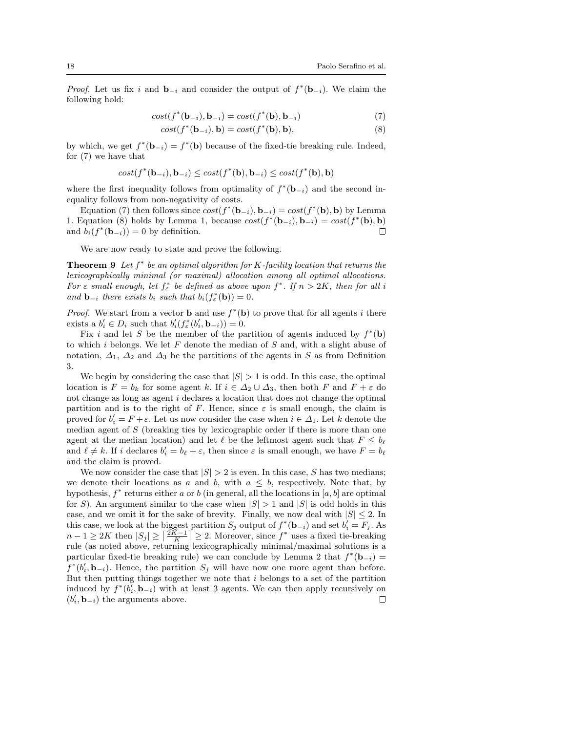*Proof.* Let us fix $i$ and $\mathbf{b}_{-i}$ and consider the output of $f^*(\mathbf{b}_{-i})$. We claim the following hold:

$$cost(f^*(\mathbf{b}_{-i}), \mathbf{b}_{-i}) = cost(f^*(\mathbf{b}), \mathbf{b}_{-i}) \tag{7}$$

$$cost(f^*(\mathbf{b}_{-i}), \mathbf{b}) = cost(f^*(\mathbf{b}), \mathbf{b}), \tag{8}$$

by which, we get $f^*(\mathbf{b}_{-i}) = f^*(\mathbf{b})$ because of the fixed-tie breaking rule. Indeed, for (7) we have that

$$cost(f^*(\mathbf{b}_{-i}), \mathbf{b}_{-i}) \leq cost(f^*(\mathbf{b}), \mathbf{b}_{-i}) \leq cost(f^*(\mathbf{b}), \mathbf{b})$$

where the first inequality follows from optimality of $f^*(\mathbf{b}_{-i})$ and the second inequality follows from non-negativity of costs.

Equation (7) then follows since $cost(f^*(\mathbf{b}_{-i}), \mathbf{b}_{-i}) = cost(f^*(\mathbf{b}), \mathbf{b})$ by Lemma 1. Equation (8) holds by Lemma 1, because $cost(f^*(\mathbf{b}_{-i}), \mathbf{b}_{-i}) = cost(f^*(\mathbf{b}), \mathbf{b})$ and $b_i(f^*(\mathbf{b}_{-i})) = 0$ by definition. □

We are now ready to state and prove the following.

**Theorem 9** *Let $f^*$ be an optimal algorithm for $K$-facility location that returns the lexicographically minimal (or maximal) allocation among all optimal allocations. For $\varepsilon$ small enough, let $f^*_\varepsilon$ be defined as above upon $f^*$. If $n > 2K$, then for all $i$ and $\mathbf{b}_{-i}$ there exists $b_i$ such that $b_i(f^*_\varepsilon(\mathbf{b})) = 0$.*

*Proof.* We start from a vector $\mathbf{b}$ and use $f^*(\mathbf{b})$ to prove that for all agents $i$ there exists a $b'_i \in D_i$ such that $b'_i(f^*_\varepsilon(b'_i, \mathbf{b}_{-i})) = 0$.

Fix $i$ and let $S$ be the member of the partition of agents induced by $f^*(\mathbf{b})$ to which $i$ belongs. We let $F$ denote the median of $S$ and, with a slight abuse of notation, $\Delta_1$, $\Delta_2$ and $\Delta_3$ be the partitions of the agents in $S$ as from Definition 3.

We begin by considering the case that $|S| > 1$ is odd. In this case, the optimal location is $F = b_k$ for some agent $k$. If $i \in \Delta_2 \cup \Delta_3$, then both $F$ and $F + \varepsilon$ do not change as long as agent $i$ declares a location that does not change the optimal partition and is to the right of $F$. Hence, since $\varepsilon$ is small enough, the claim is proved for $b'_i = F + \varepsilon$. Let us now consider the case when $i \in \Delta_1$. Let $k$ denote the median agent of $S$ (breaking ties by lexicographic order if there is more than one agent at the median location) and let $\ell$ be the leftmost agent such that $F \leq b_\ell$ and $\ell \neq k$. If $i$ declares $b'_i = b_\ell + \varepsilon$, then since $\varepsilon$ is small enough, we have $F = b_\ell$ and the claim is proved.

We now consider the case that $|S| > 2$ is even. In this case, $S$ has two medians; we denote their locations as $a$ and $b$, with $a \leq b$, respectively. Note that, by hypothesis, $f^*$ returns either $a$ or $b$ (in general, all the locations in $[a, b]$ are optimal for $S$). An argument similar to the case when $|S| > 1$ and $|S|$ is odd holds in this case, and we omit it for the sake of brevity. Finally, we now deal with $|S| \leq 2$. In this case, we look at the biggest partition $S_j$ output of $f^*(\mathbf{b}_{-i})$ and set $b'_i = F_j$. As $n - 1 \geq 2K$ then $|S_j| \geq \left\lceil \frac{2K-1}{K} \right\rceil \geq 2$. Moreover, since $f^*$ uses a fixed tie-breaking rule (as noted above, returning lexicographically minimal/maximal solutions is a particular fixed-tie breaking rule) we can conclude by Lemma 2 that $f^*(\mathbf{b}_{-i}) = f^*(b'_i, \mathbf{b}_{-i})$. Hence, the partition $S_j$ will have now one more agent than before. But then putting things together we note that $i$ belongs to a set of the partition induced by $f^*(b'_i, \mathbf{b}_{-i})$ with at least 3 agents. We can then apply recursively on $(b'_i, \mathbf{b}_{-i})$ the arguments above. □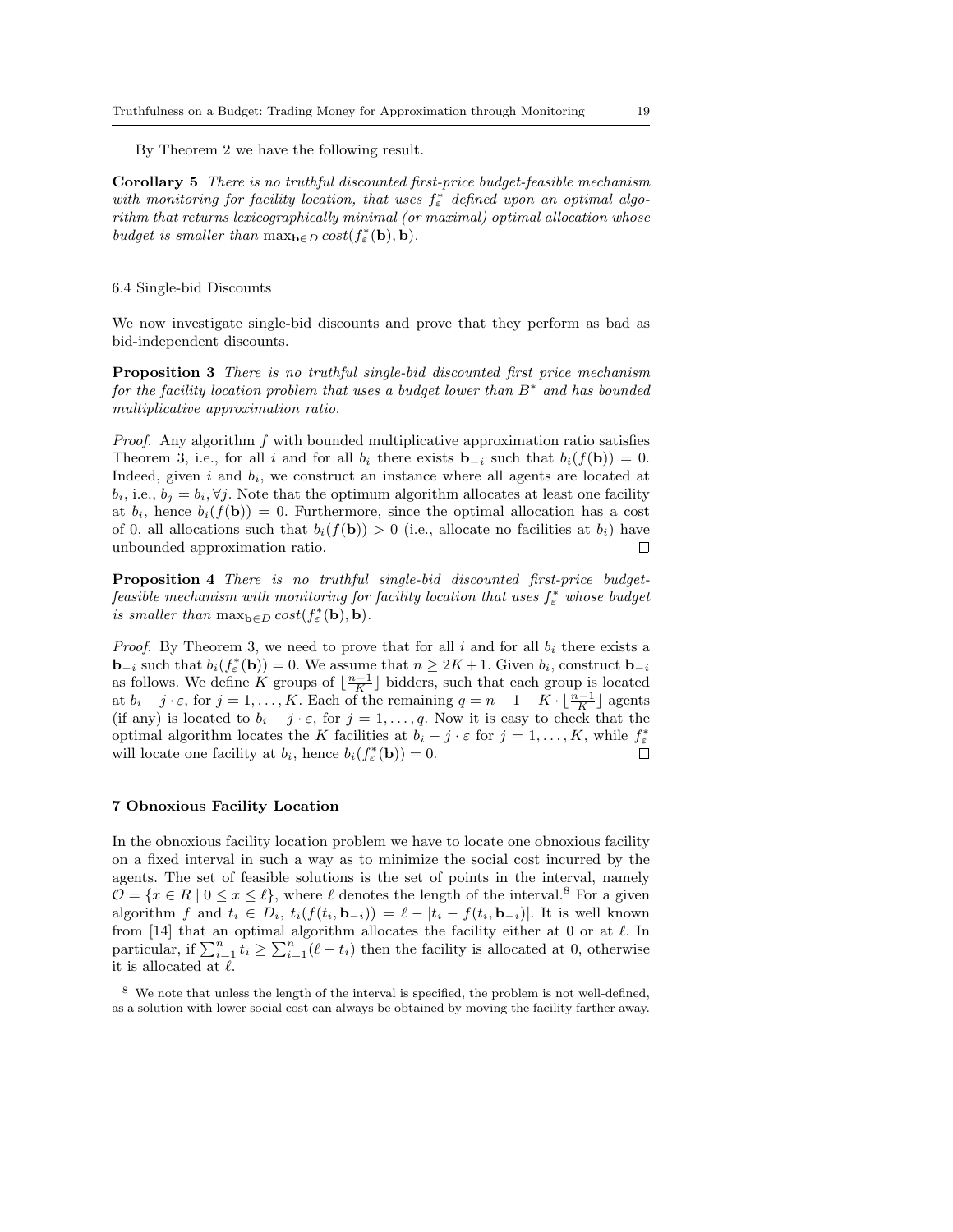By Theorem 2 we have the following result.

**Corollary 5** *There is no truthful discounted first-price budget-feasible mechanism with monitoring for facility location, that uses $f^*_\varepsilon$ defined upon an optimal algorithm that returns lexicographically minimal (or maximal) optimal allocation whose budget is smaller than $\max_{\mathbf{b}\in D} cost(f^*_\varepsilon(\mathbf{b}), \mathbf{b})$.*

### 6.4 Single-bid Discounts

We now investigate single-bid discounts and prove that they perform as bad as bid-independent discounts.

**Proposition 3** *There is no truthful single-bid discounted first price mechanism for the facility location problem that uses a budget lower than $B^*$ and has bounded multiplicative approximation ratio.*

*Proof.* Any algorithm $f$ with bounded multiplicative approximation ratio satisfies Theorem 3, i.e., for all $i$ and for all $b_i$ there exists $\mathbf{b}_{-i}$ such that $b_i(f(\mathbf{b})) = 0$. Indeed, given $i$ and $b_i$, we construct an instance where all agents are located at $b_i$, i.e., $b_j = b_i, \forall j$. Note that the optimum algorithm allocates at least one facility at $b_i$, hence $b_i(f(\mathbf{b})) = 0$. Furthermore, since the optimal allocation has a cost of 0, all allocations such that $b_i(f(\mathbf{b})) > 0$ (i.e., allocate no facilities at $b_i$) have unbounded approximation ratio. □

**Proposition 4** *There is no truthful single-bid discounted first-price budget-feasible mechanism with monitoring for facility location that uses $f^*_\varepsilon$ whose budget is smaller than $\max_{\mathbf{b}\in D} cost(f^*_\varepsilon(\mathbf{b}), \mathbf{b})$.*

*Proof.* By Theorem 3, we need to prove that for all $i$ and for all $b_i$ there exists a $\mathbf{b}_{-i}$ such that $b_i(f^*_\varepsilon(\mathbf{b})) = 0$. We assume that $n \geq 2K+1$. Given $b_i$, construct $\mathbf{b}_{-i}$ as follows. We define $K$ groups of $\lfloor \frac{n-1}{K} \rfloor$ bidders, such that each group is located at $b_i - j \cdot \varepsilon$, for $j = 1, \ldots, K$. Each of the remaining $q = n - 1 - K \cdot \lfloor \frac{n-1}{K} \rfloor$ agents (if any) is located to $b_i - j \cdot \varepsilon$, for $j = 1, \ldots, q$. Now it is easy to check that the optimal algorithm locates the $K$ facilities at $b_i - j \cdot \varepsilon$ for $j = 1, \ldots, K$, while $f^*_\varepsilon$ will locate one facility at $b_i$, hence $b_i(f^*_\varepsilon(\mathbf{b})) = 0$. □

## 7 Obnoxious Facility Location

In the obnoxious facility location problem we have to locate one obnoxious facility on a fixed interval in such a way as to minimize the social cost incurred by the agents. The set of feasible solutions is the set of points in the interval, namely $\mathcal{O} = \{x \in R \mid 0 \leq x \leq \ell\}$, where $\ell$ denotes the length of the interval.[8] For a given algorithm $f$ and $t_i \in D_i$, $t_i(f(t_i, \mathbf{b}_{-i})) = \ell - |t_i - f(t_i, \mathbf{b}_{-i})|$. It is well known from [14] that an optimal algorithm allocates the facility either at 0 or at $\ell$. In particular, if $\sum_{i=1}^n t_i \geq \sum_{i=1}^n (\ell - t_i)$ then the facility is allocated at 0, otherwise it is allocated at $\ell$.

[8] We note that unless the length of the interval is specified, the problem is not well-defined, as a solution with lower social cost can always be obtained by moving the facility farther away.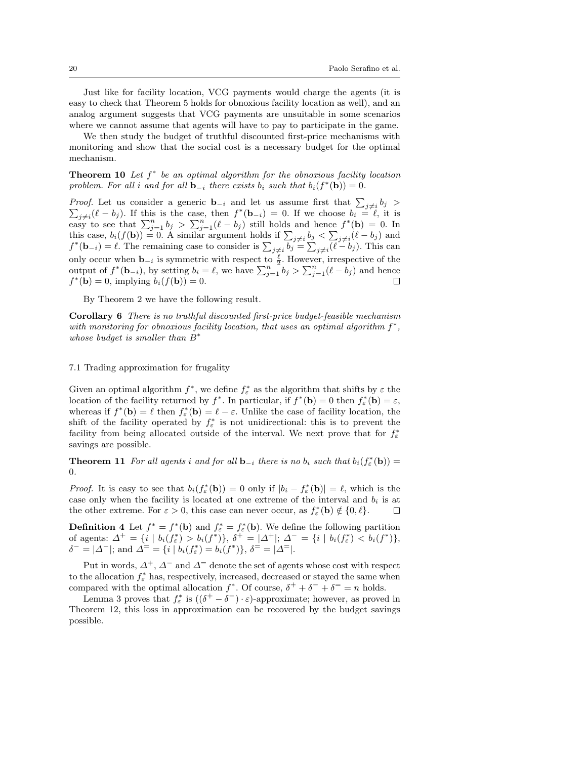Just like for facility location, VCG payments would charge the agents (it is easy to check that Theorem 5 holds for obnoxious facility location as well), and an analog argument suggests that VCG payments are unsuitable in some scenarios where we cannot assume that agents will have to pay to participate in the game.

We then study the budget of truthful discounted first-price mechanisms with monitoring and show that the social cost is a necessary budget for the optimal mechanism.

**Theorem 10** *Let $f^*$ be an optimal algorithm for the obnoxious facility location problem. For all $i$ and for all $\mathbf{b}_{-i}$ there exists $b_i$ such that $b_i(f^*(\mathbf{b})) = 0$.*

*Proof.* Let us consider a generic $\mathbf{b}_{-i}$ and let us assume first that $\sum_{j \neq i} b_j > \sum_{j \neq i}(\ell - b_j)$. If this is the case, then $f^*(\mathbf{b}_{-i}) = 0$. If we choose $b_i = \ell$, it is easy to see that $\sum_{j=1}^{n} b_j > \sum_{j=1}^{n}(\ell - b_j)$ still holds and hence $f^*(\mathbf{b}) = 0$. In this case, $b_i(f(\mathbf{b})) = 0$. A similar argument holds if $\sum_{j \neq i} b_j < \sum_{j \neq i}(\ell - b_j)$ and $f^*(\mathbf{b}_{-i}) = \ell$. The remaining case to consider is $\sum_{j \neq i} b_j = \sum_{j \neq i}(\ell - b_j)$. This can only occur when $\mathbf{b}_{-i}$ is symmetric with respect to $\frac{\ell}{2}$. However, irrespective of the output of $f^*(\mathbf{b}_{-i})$, by setting $b_i = \ell$, we have $\sum_{j=1}^{n} b_j > \sum_{j=1}^{n}(\ell - b_j)$ and hence $f^*(\mathbf{b}) = 0$, implying $b_i(f(\mathbf{b})) = 0$. □

By Theorem 2 we have the following result.

**Corollary 6** *There is no truthful discounted first-price budget-feasible mechanism with monitoring for obnoxious facility location, that uses an optimal algorithm $f^*$, whose budget is smaller than $B^*$*

### 7.1 Trading approximation for frugality

Given an optimal algorithm $f^*$, we define $f^*_\varepsilon$ as the algorithm that shifts by $\varepsilon$ the location of the facility returned by $f^*$. In particular, if $f^*(\mathbf{b}) = 0$ then $f^*_\varepsilon(\mathbf{b}) = \varepsilon$, whereas if $f^*(\mathbf{b}) = \ell$ then $f^*_\varepsilon(\mathbf{b}) = \ell - \varepsilon$. Unlike the case of facility location, the shift of the facility operated by $f^*_\varepsilon$ is not unidirectional: this is to prevent the facility from being allocated outside of the interval. We next prove that for $f^*_\varepsilon$ savings are possible.

**Theorem 11** *For all agents $i$ and for all $\mathbf{b}_{-i}$ there is no $b_i$ such that $b_i(f^*_\varepsilon(\mathbf{b})) = 0$.*

*Proof.* It is easy to see that $b_i(f^*_\varepsilon(\mathbf{b})) = 0$ only if $|b_i - f^*_\varepsilon(\mathbf{b})| = \ell$, which is the case only when the facility is located at one extreme of the interval and $b_i$ is at the other extreme. For $\varepsilon > 0$, this case can never occur, as $f^*_\varepsilon(\mathbf{b}) \notin \{0, \ell\}$. □

**Definition 4** Let $f^* = f^*(\mathbf{b})$ and $f^*_\varepsilon = f^*_\varepsilon(\mathbf{b})$. We define the following partition of agents: $\Delta^+ = \{i \mid b_i(f^*_\varepsilon) > b_i(f^*)\}$, $\delta^+ = |\Delta^+|$; $\Delta^- = \{i \mid b_i(f^*_\varepsilon) < b_i(f^*)\}$, $\delta^- = |\Delta^-|$; and $\Delta^= = \{i \mid b_i(f^*_\varepsilon) = b_i(f^*)\}$, $\delta^= = |\Delta^=|$.

Put in words, $\Delta^+$, $\Delta^-$ and $\Delta^=$ denote the set of agents whose cost with respect to the allocation $f^*_\varepsilon$ has, respectively, increased, decreased or stayed the same when compared with the optimal allocation $f^*$. Of course, $\delta^+ + \delta^- + \delta^= = n$ holds.

Lemma 3 proves that $f^*_\varepsilon$ is $((\delta^+ - \delta^-) \cdot \varepsilon)$-approximate; however, as proved in Theorem 12, this loss in approximation can be recovered by the budget savings possible.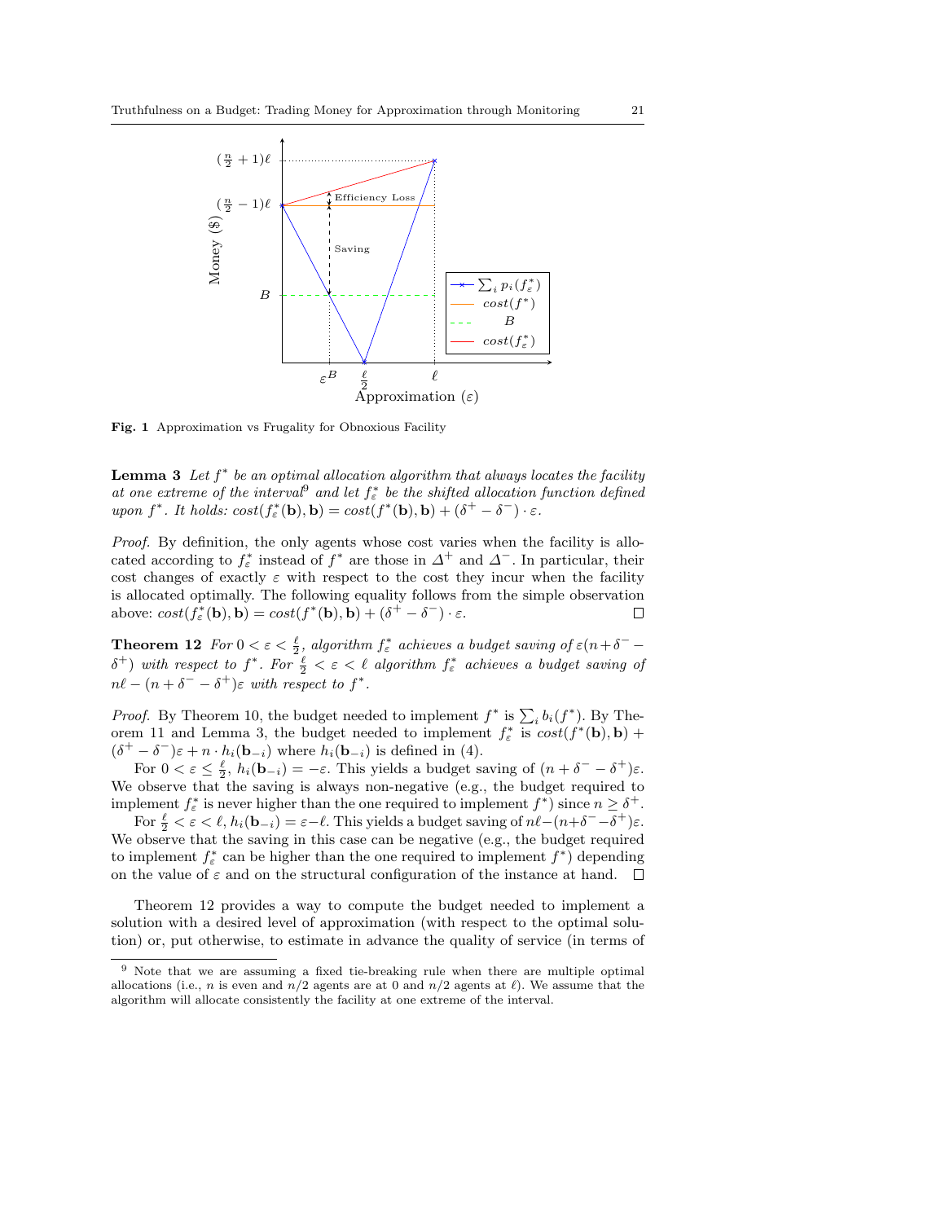Fig. 1 Approximation vs Frugality for Obnoxious Facility

**Lemma 3** *Let $f^*$ be an optimal allocation algorithm that always locates the facility at one extreme of the interval*[9] *and let $f^*_\varepsilon$ be the shifted allocation function defined upon $f^*$. It holds: $cost(f^*_\varepsilon(\mathbf{b}), \mathbf{b}) = cost(f^*(\mathbf{b}), \mathbf{b}) + (\delta^+ - \delta^-) \cdot \varepsilon$.*

*Proof.* By definition, the only agents whose cost varies when the facility is allocated according to $f^*_\varepsilon$ instead of $f^*$ are those in $\Delta^+$ and $\Delta^-$. In particular, their cost changes of exactly $\varepsilon$ with respect to the cost they incur when the facility is allocated optimally. The following equality follows from the simple observation above: $cost(f^*_\varepsilon(\mathbf{b}), \mathbf{b}) = cost(f^*(\mathbf{b}), \mathbf{b}) + (\delta^+ - \delta^-) \cdot \varepsilon$. □

**Theorem 12** *For $0 < \varepsilon < \frac{\ell}{2}$, algorithm $f^*_\varepsilon$ achieves a budget saving of $\varepsilon(n + \delta^- - \delta^+)$ with respect to $f^*$. For $\frac{\ell}{2} < \varepsilon < \ell$ algorithm $f^*_\varepsilon$ achieves a budget saving of $n\ell - (n + \delta^- - \delta^+)\varepsilon$ with respect to $f^*$.*

*Proof.* By Theorem 10, the budget needed to implement $f^*$ is $\sum_i b_i(f^*)$. By Theorem 11 and Lemma 3, the budget needed to implement $f^*_\varepsilon$ is $cost(f^*(\mathbf{b}), \mathbf{b}) + (\delta^+ - \delta^-)\varepsilon + n \cdot h_i(\mathbf{b}_{-i})$ where $h_i(\mathbf{b}_{-i})$ is defined in (4).

For $0 < \varepsilon \leq \frac{\ell}{2}$, $h_i(\mathbf{b}_{-i}) = -\varepsilon$. This yields a budget saving of $(n + \delta^- - \delta^+)\varepsilon$. We observe that the saving is always non-negative (e.g., the budget required to implement $f^*_\varepsilon$ is never higher than the one required to implement $f^*$) since $n \geq \delta^+$.

For $\frac{\ell}{2} < \varepsilon < \ell$, $h_i(\mathbf{b}_{-i}) = \varepsilon - \ell$. This yields a budget saving of $n\ell - (n + \delta^- - \delta^+)\varepsilon$. We observe that the saving in this case can be negative (e.g., the budget required to implement $f^*_\varepsilon$ can be higher than the one required to implement $f^*$) depending on the value of $\varepsilon$ and on the structural configuration of the instance at hand. □

Theorem 12 provides a way to compute the budget needed to implement a solution with a desired level of approximation (with respect to the optimal solution) or, put otherwise, to estimate in advance the quality of service (in terms of

[9] Note that we are assuming a fixed tie-breaking rule when there are multiple optimal allocations (i.e., $n$ is even and $n/2$ agents are at 0 and $n/2$ agents at $\ell$). We assume that the algorithm will allocate consistently the facility at one extreme of the interval.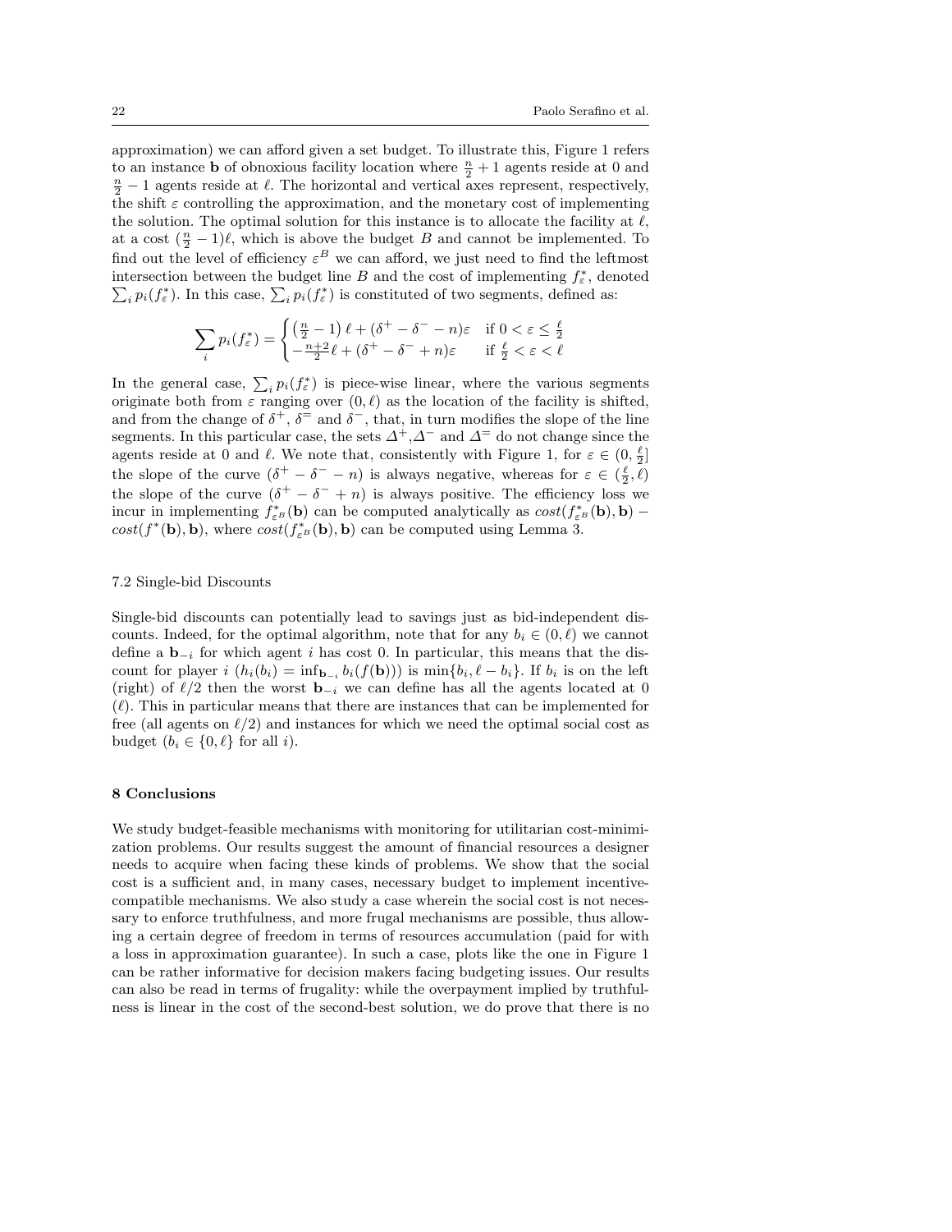approximation) we can afford given a set budget. To illustrate this, Figure 1 refers to an instance $\mathbf{b}$ of obnoxious facility location where $\frac{n}{2}+1$ agents reside at 0 and $\frac{n}{2}-1$ agents reside at $\ell$. The horizontal and vertical axes represent, respectively, the shift $\varepsilon$ controlling the approximation, and the monetary cost of implementing the solution. The optimal solution for this instance is to allocate the facility at $\ell$, at a cost $(\frac{n}{2}-1)\ell$, which is above the budget $B$ and cannot be implemented. To find out the level of efficiency $\varepsilon^B$ we can afford, we just need to find the leftmost intersection between the budget line $B$ and the cost of implementing $f^*_\varepsilon$, denoted $\sum_i p_i(f^*_\varepsilon)$. In this case, $\sum_i p_i(f^*_\varepsilon)$ is constituted of two segments, defined as:

$$\sum_i p_i(f^*_\varepsilon) = \begin{cases} \left(\frac{n}{2}-1\right)\ell + (\delta^+ - \delta^- - n)\varepsilon & \text{if } 0 < \varepsilon \leq \frac{\ell}{2} \\ -\frac{n+2}{2}\ell + (\delta^+ - \delta^- + n)\varepsilon & \text{if } \frac{\ell}{2} < \varepsilon < \ell \end{cases}$$

In the general case, $\sum_i p_i(f^*_\varepsilon)$ is piece-wise linear, where the various segments originate both from $\varepsilon$ ranging over $(0,\ell)$ as the location of the facility is shifted, and from the change of $\delta^+$, $\delta^=$ and $\delta^-$, that, in turn modifies the slope of the line segments. In this particular case, the sets $\Delta^+$,$\Delta^-$ and $\Delta^=$ do not change since the agents reside at 0 and $\ell$. We note that, consistently with Figure 1, for $\varepsilon \in (0, \frac{\ell}{2}]$ the slope of the curve $(\delta^+ - \delta^- - n)$ is always negative, whereas for $\varepsilon \in (\frac{\ell}{2}, \ell)$ the slope of the curve $(\delta^+ - \delta^- + n)$ is always positive. The efficiency loss we incur in implementing $f^*_{\varepsilon^B}(\mathbf{b})$ can be computed analytically as $cost(f^*_{\varepsilon^B}(\mathbf{b}), \mathbf{b}) - cost(f^*(\mathbf{b}), \mathbf{b})$, where $cost(f^*_{\varepsilon^B}(\mathbf{b}), \mathbf{b})$ can be computed using Lemma 3.

### 7.2 Single-bid Discounts

Single-bid discounts can potentially lead to savings just as bid-independent discounts. Indeed, for the optimal algorithm, note that for any $b_i \in (0, \ell)$ we cannot define a $\mathbf{b}_{-i}$ for which agent $i$ has cost 0. In particular, this means that the discount for player $i$ ($h_i(b_i) = \inf_{\mathbf{b}_{-i}} b_i(f(\mathbf{b}))$) is $\min\{b_i, \ell - b_i\}$. If $b_i$ is on the left (right) of $\ell/2$ then the worst $\mathbf{b}_{-i}$ we can define has all the agents located at 0 ($\ell$). This in particular means that there are instances that can be implemented for free (all agents on $\ell/2$) and instances for which we need the optimal social cost as budget ($b_i \in \{0, \ell\}$ for all $i$).

## 8 Conclusions

We study budget-feasible mechanisms with monitoring for utilitarian cost-minimization problems. Our results suggest the amount of financial resources a designer needs to acquire when facing these kinds of problems. We show that the social cost is a sufficient and, in many cases, necessary budget to implement incentive-compatible mechanisms. We also study a case wherein the social cost is not necessary to enforce truthfulness, and more frugal mechanisms are possible, thus allowing a certain degree of freedom in terms of resources accumulation (paid for with a loss in approximation guarantee). In such a case, plots like the one in Figure 1 can be rather informative for decision makers facing budgeting issues. Our results can also be read in terms of frugality: while the overpayment implied by truthfulness is linear in the cost of the second-best solution, we do prove that there is no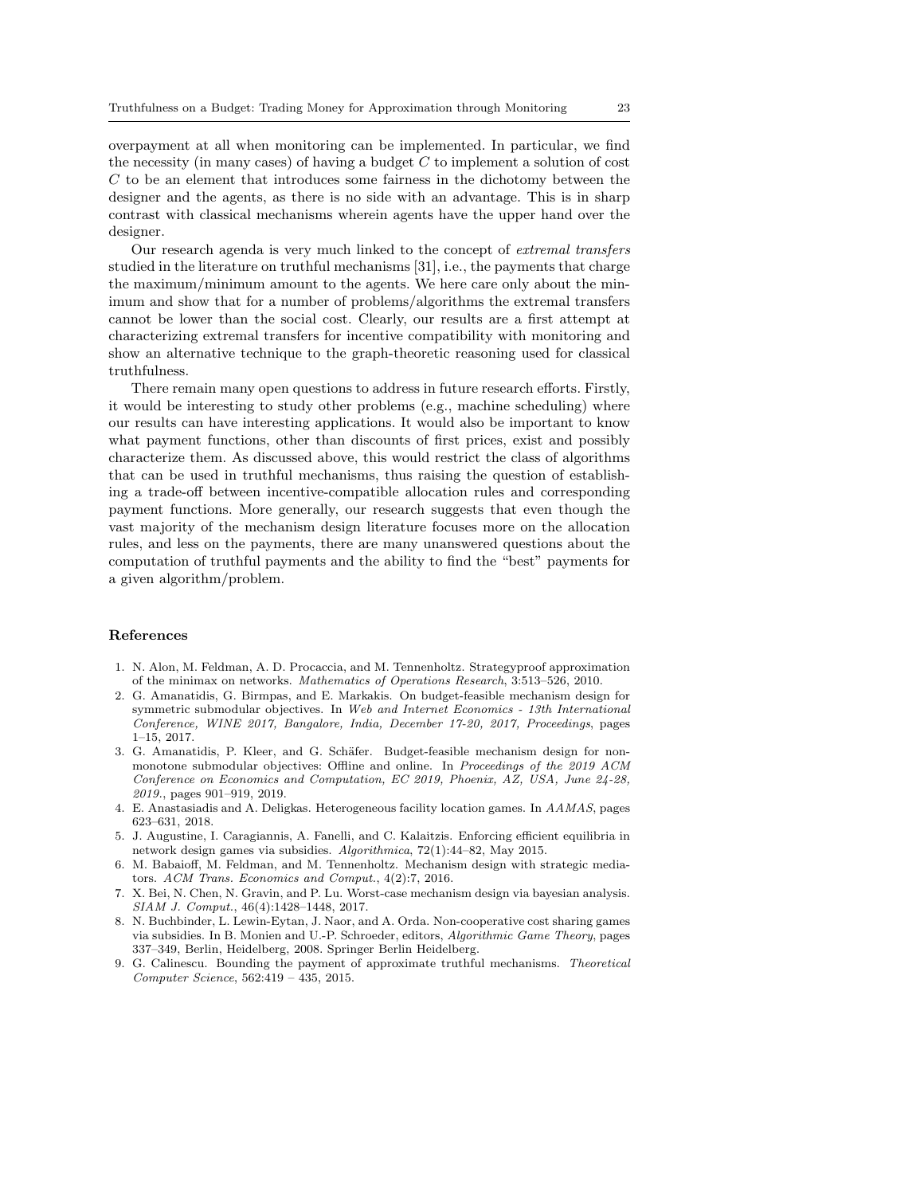overpayment at all when monitoring can be implemented. In particular, we find the necessity (in many cases) of having a budget $C$ to implement a solution of cost $C$ to be an element that introduces some fairness in the dichotomy between the designer and the agents, as there is no side with an advantage. This is in sharp contrast with classical mechanisms wherein agents have the upper hand over the designer.

Our research agenda is very much linked to the concept of *extremal transfers* studied in the literature on truthful mechanisms [31], i.e., the payments that charge the maximum/minimum amount to the agents. We here care only about the minimum and show that for a number of problems/algorithms the extremal transfers cannot be lower than the social cost. Clearly, our results are a first attempt at characterizing extremal transfers for incentive compatibility with monitoring and show an alternative technique to the graph-theoretic reasoning used for classical truthfulness.

There remain many open questions to address in future research efforts. Firstly, it would be interesting to study other problems (e.g., machine scheduling) where our results can have interesting applications. It would also be important to know what payment functions, other than discounts of first prices, exist and possibly characterize them. As discussed above, this would restrict the class of algorithms that can be used in truthful mechanisms, thus raising the question of establishing a trade-off between incentive-compatible allocation rules and corresponding payment functions. More generally, our research suggests that even though the vast majority of the mechanism design literature focuses more on the allocation rules, and less on the payments, there are many unanswered questions about the computation of truthful payments and the ability to find the "best" payments for a given algorithm/problem.

## References

1. N. Alon, M. Feldman, A. D. Procaccia, and M. Tennenholtz. Strategyproof approximation of the minimax on networks. *Mathematics of Operations Research*, 3:513–526, 2010.
2. G. Amanatidis, G. Birmpas, and E. Markakis. On budget-feasible mechanism design for symmetric submodular objectives. In *Web and Internet Economics - 13th International Conference, WINE 2017, Bangalore, India, December 17-20, 2017, Proceedings*, pages 1–15, 2017.
3. G. Amanatidis, P. Kleer, and G. Schäfer. Budget-feasible mechanism design for non-monotone submodular objectives: Offline and online. In *Proceedings of the 2019 ACM Conference on Economics and Computation, EC 2019, Phoenix, AZ, USA, June 24-28, 2019.*, pages 901–919, 2019.
4. E. Anastasiadis and A. Deligkas. Heterogeneous facility location games. In *AAMAS*, pages 623–631, 2018.
5. J. Augustine, I. Caragiannis, A. Fanelli, and C. Kalaitzis. Enforcing efficient equilibria in network design games via subsidies. *Algorithmica*, 72(1):44–82, May 2015.
6. M. Babaioff, M. Feldman, and M. Tennenholtz. Mechanism design with strategic mediators. *ACM Trans. Economics and Comput.*, 4(2):7, 2016.
7. X. Bei, N. Chen, N. Gravin, and P. Lu. Worst-case mechanism design via bayesian analysis. *SIAM J. Comput.*, 46(4):1428–1448, 2017.
8. N. Buchbinder, L. Lewin-Eytan, J. Naor, and A. Orda. Non-cooperative cost sharing games via subsidies. In B. Monien and U.-P. Schroeder, editors, *Algorithmic Game Theory*, pages 337–349, Berlin, Heidelberg, 2008. Springer Berlin Heidelberg.
9. G. Calinescu. Bounding the payment of approximate truthful mechanisms. *Theoretical Computer Science*, 562:419 – 435, 2015.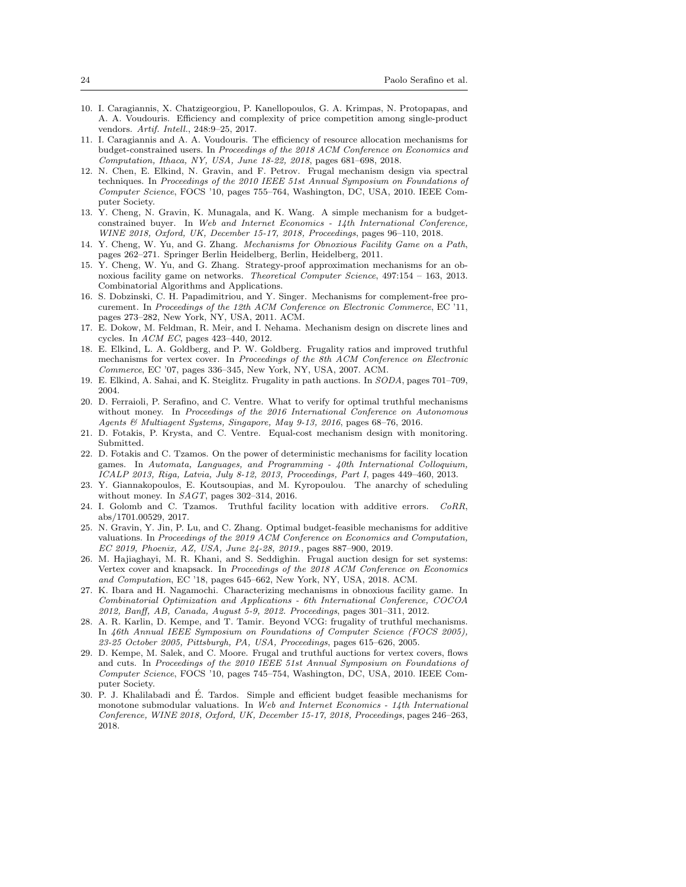10. I. Caragiannis, X. Chatzigeorgiou, P. Kanellopoulos, G. A. Krimpas, N. Protopapas, and A. A. Voudouris. Efficiency and complexity of price competition among single-product vendors. *Artif. Intell.*, 248:9–25, 2017.
11. I. Caragiannis and A. A. Voudouris. The efficiency of resource allocation mechanisms for budget-constrained users. In *Proceedings of the 2018 ACM Conference on Economics and Computation, Ithaca, NY, USA, June 18-22, 2018*, pages 681–698, 2018.
12. N. Chen, E. Elkind, N. Gravin, and F. Petrov. Frugal mechanism design via spectral techniques. In *Proceedings of the 2010 IEEE 51st Annual Symposium on Foundations of Computer Science*, FOCS '10, pages 755–764, Washington, DC, USA, 2010. IEEE Computer Society.
13. Y. Cheng, N. Gravin, K. Munagala, and K. Wang. A simple mechanism for a budget-constrained buyer. In *Web and Internet Economics - 14th International Conference, WINE 2018, Oxford, UK, December 15-17, 2018, Proceedings*, pages 96–110, 2018.
14. Y. Cheng, W. Yu, and G. Zhang. *Mechanisms for Obnoxious Facility Game on a Path*, pages 262–271. Springer Berlin Heidelberg, Berlin, Heidelberg, 2011.
15. Y. Cheng, W. Yu, and G. Zhang. Strategy-proof approximation mechanisms for an obnoxious facility game on networks. *Theoretical Computer Science*, 497:154 – 163, 2013. Combinatorial Algorithms and Applications.
16. S. Dobzinski, C. H. Papadimitriou, and Y. Singer. Mechanisms for complement-free procurement. In *Proceedings of the 12th ACM Conference on Electronic Commerce*, EC '11, pages 273–282, New York, NY, USA, 2011. ACM.
17. E. Dokow, M. Feldman, R. Meir, and I. Nehama. Mechanism design on discrete lines and cycles. In *ACM EC*, pages 423–440, 2012.
18. E. Elkind, L. A. Goldberg, and P. W. Goldberg. Frugality ratios and improved truthful mechanisms for vertex cover. In *Proceedings of the 8th ACM Conference on Electronic Commerce*, EC '07, pages 336–345, New York, NY, USA, 2007. ACM.
19. E. Elkind, A. Sahai, and K. Steiglitz. Frugality in path auctions. In *SODA*, pages 701–709, 2004.
20. D. Ferraioli, P. Serafino, and C. Ventre. What to verify for optimal truthful mechanisms without money. In *Proceedings of the 2016 International Conference on Autonomous Agents & Multiagent Systems, Singapore, May 9-13, 2016*, pages 68–76, 2016.
21. D. Fotakis, P. Krysta, and C. Ventre. Equal-cost mechanism design with monitoring. Submitted.
22. D. Fotakis and C. Tzamos. On the power of deterministic mechanisms for facility location games. In *Automata, Languages, and Programming - 40th International Colloquium, ICALP 2013, Riga, Latvia, July 8-12, 2013, Proceedings, Part I*, pages 449–460, 2013.
23. Y. Giannakopoulos, E. Koutsoupias, and M. Kyropoulou. The anarchy of scheduling without money. In *SAGT*, pages 302–314, 2016.
24. I. Golomb and C. Tzamos. Truthful facility location with additive errors. *CoRR*, abs/1701.00529, 2017.
25. N. Gravin, Y. Jin, P. Lu, and C. Zhang. Optimal budget-feasible mechanisms for additive valuations. In *Proceedings of the 2019 ACM Conference on Economics and Computation, EC 2019, Phoenix, AZ, USA, June 24-28, 2019.*, pages 887–900, 2019.
26. M. Hajiaghayi, M. R. Khani, and S. Seddighin. Frugal auction design for set systems: Vertex cover and knapsack. In *Proceedings of the 2018 ACM Conference on Economics and Computation*, EC '18, pages 645–662, New York, NY, USA, 2018. ACM.
27. K. Ibara and H. Nagamochi. Characterizing mechanisms in obnoxious facility game. In *Combinatorial Optimization and Applications - 6th International Conference, COCOA 2012, Banff, AB, Canada, August 5-9, 2012. Proceedings*, pages 301–311, 2012.
28. A. R. Karlin, D. Kempe, and T. Tamir. Beyond VCG: frugality of truthful mechanisms. In *46th Annual IEEE Symposium on Foundations of Computer Science (FOCS 2005), 23-25 October 2005, Pittsburgh, PA, USA, Proceedings*, pages 615–626, 2005.
29. D. Kempe, M. Salek, and C. Moore. Frugal and truthful auctions for vertex covers, flows and cuts. In *Proceedings of the 2010 IEEE 51st Annual Symposium on Foundations of Computer Science*, FOCS '10, pages 745–754, Washington, DC, USA, 2010. IEEE Computer Society.
30. P. J. Khalilabadi and É. Tardos. Simple and efficient budget feasible mechanisms for monotone submodular valuations. In *Web and Internet Economics - 14th International Conference, WINE 2018, Oxford, UK, December 15-17, 2018, Proceedings*, pages 246–263, 2018.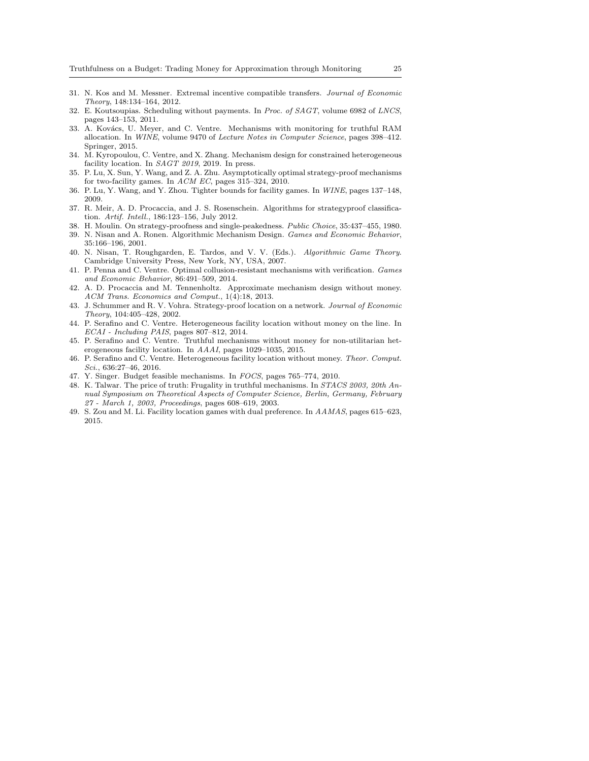31. N. Kos and M. Messner. Extremal incentive compatible transfers. *Journal of Economic Theory*, 148:134–164, 2012.
32. E. Koutsoupias. Scheduling without payments. In *Proc. of SAGT*, volume 6982 of *LNCS*, pages 143–153, 2011.
33. A. Kovács, U. Meyer, and C. Ventre. Mechanisms with monitoring for truthful RAM allocation. In *WINE*, volume 9470 of *Lecture Notes in Computer Science*, pages 398–412. Springer, 2015.
34. M. Kyropoulou, C. Ventre, and X. Zhang. Mechanism design for constrained heterogeneous facility location. In *SAGT 2019*, 2019. In press.
35. P. Lu, X. Sun, Y. Wang, and Z. A. Zhu. Asymptotically optimal strategy-proof mechanisms for two-facility games. In *ACM EC*, pages 315–324, 2010.
36. P. Lu, Y. Wang, and Y. Zhou. Tighter bounds for facility games. In *WINE*, pages 137–148, 2009.
37. R. Meir, A. D. Procaccia, and J. S. Rosenschein. Algorithms for strategyproof classification. *Artif. Intell.*, 186:123–156, July 2012.
38. H. Moulin. On strategy-proofness and single-peakedness. *Public Choice*, 35:437–455, 1980.
39. N. Nisan and A. Ronen. Algorithmic Mechanism Design. *Games and Economic Behavior*, 35:166–196, 2001.
40. N. Nisan, T. Roughgarden, E. Tardos, and V. V. (Eds.). *Algorithmic Game Theory*. Cambridge University Press, New York, NY, USA, 2007.
41. P. Penna and C. Ventre. Optimal collusion-resistant mechanisms with verification. *Games and Economic Behavior*, 86:491–509, 2014.
42. A. D. Procaccia and M. Tennenholtz. Approximate mechanism design without money. *ACM Trans. Economics and Comput.*, 1(4):18, 2013.
43. J. Schummer and R. V. Vohra. Strategy-proof location on a network. *Journal of Economic Theory*, 104:405–428, 2002.
44. P. Serafino and C. Ventre. Heterogeneous facility location without money on the line. In *ECAI - Including PAIS*, pages 807–812, 2014.
45. P. Serafino and C. Ventre. Truthful mechanisms without money for non-utilitarian heterogeneous facility location. In *AAAI*, pages 1029–1035, 2015.
46. P. Serafino and C. Ventre. Heterogeneous facility location without money. *Theor. Comput. Sci.*, 636:27–46, 2016.
47. Y. Singer. Budget feasible mechanisms. In *FOCS*, pages 765–774, 2010.
48. K. Talwar. The price of truth: Frugality in truthful mechanisms. In *STACS 2003, 20th Annual Symposium on Theoretical Aspects of Computer Science, Berlin, Germany, February 27 - March 1, 2003, Proceedings*, pages 608–619, 2003.
49. S. Zou and M. Li. Facility location games with dual preference. In *AAMAS*, pages 615–623, 2015.